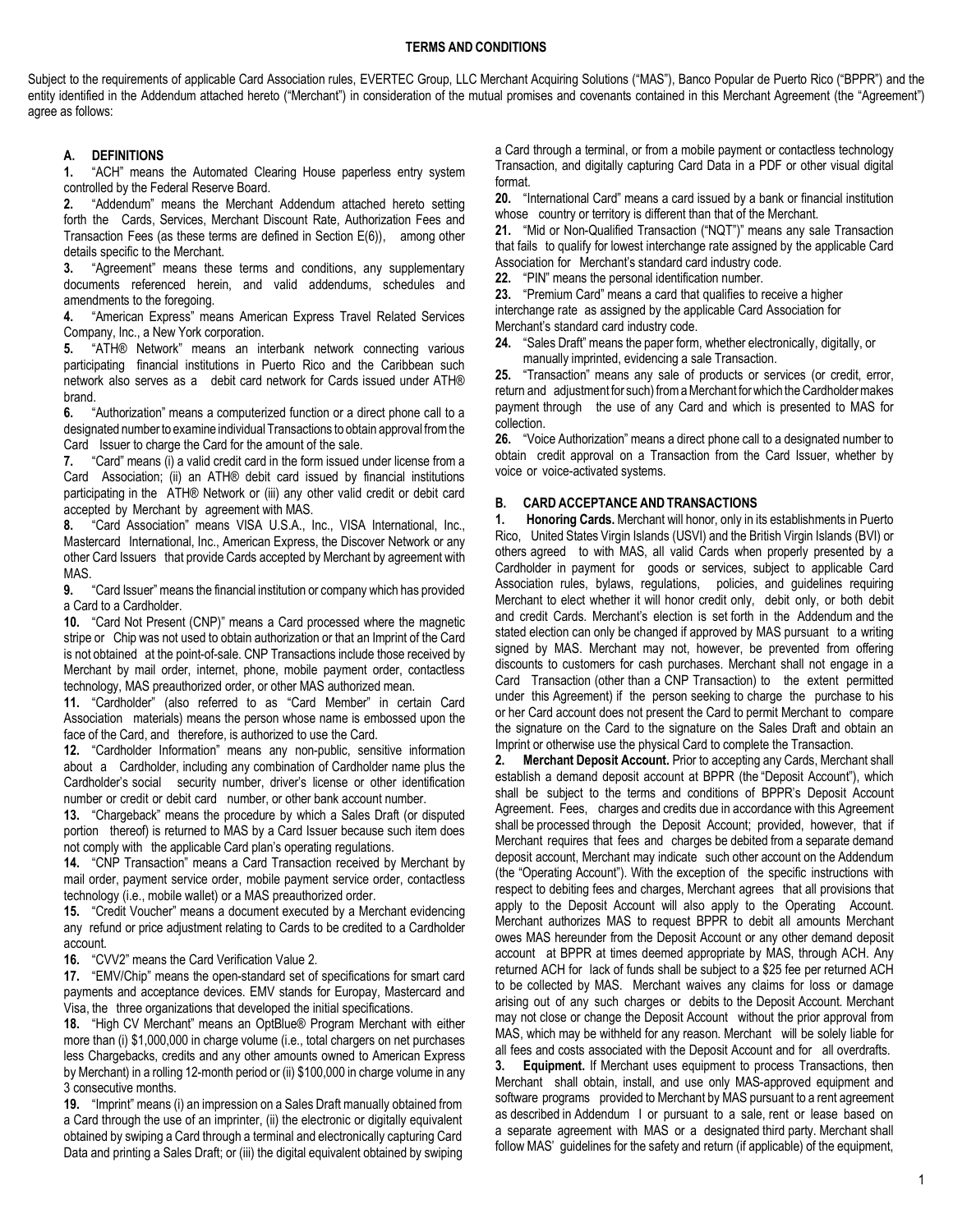# TERMS AND CONDITIONS

Subject to the requirements of applicable Card Association rules, EVERTEC Group, LLC Merchant Acquiring Solutions ("MAS"), Banco Popular de Puerto Rico ("BPPR") and the entity identified in the Addendum attached hereto ("Merchant") in consideration of the mutual promises and covenants contained in this Merchant Agreement (the "Agreement") agree as follows:

## A. DEFINITIONS

**1.** "ACH" means the Automated Clearing House paperless entry system controlled by the Federal Reserve Board.

**2.** "Addendum" means the Merchant Addendum attached hereto setting forth the Cards, Services, Merchant Discount Rate, Authorization Fees and Transaction Fees (as these terms are defined in Section E(6)), among other details specific to the Merchant.

**3.** "Agreement" means these terms and conditions, any supplementary documents referenced herein, and valid addendums, schedules and amendments to the foregoing.

**4.** "American Express" means American Express Travel Related Services Company, Inc., a New York corporation.

**5.** "ATH® Network" means an interbank network connecting various participating financial institutions in Puerto Rico and the Caribbean such network also serves as a debit card network for Cards issued under ATH® brand.

**6.** "Authorization" means a computerized function or a direct phone call to a designated number to examine individual Transactions to obtain approval from the Card Issuer to charge the Card for the amount of the sale.

**7.** "Card" means (i) a valid credit card in the form issued under license from a Card Association; (ii) an ATH® debit card issued by financial institutions participating in the ATH® Network or (iii) any other valid credit or debit card accepted by Merchant by agreement with MAS.

**8.** "Card Association" means VISA U.S.A., Inc., VISA International, Inc., Mastercard International, Inc., American Express, the Discover Network or any other Card Issuers that provide Cards accepted by Merchant by agreement with MAS.

**9.** "Card Issuer" means the financial institution or company which has provided a Card to a Cardholder.

**10.** "Card Not Present (CNP)" means a Card processed where the magnetic stripe or Chip was not used to obtain authorization or that an Imprint of the Card is not obtained at the point-of-sale. CNP Transactions include those received by Merchant by mail order, internet, phone, mobile payment order, contactless technology, MAS preauthorized order, or other MAS authorized mean.

**11.** "Cardholder" (also referred to as "Card Member" in certain Card Association materials) means the person whose name is embossed upon the face of the Card, and therefore, is authorized to use the Card.

**12.** "Cardholder Information" means any non-public, sensitive information about a Cardholder, including any combination of Cardholder name plus the Cardholder's social security number, driver's license or other identification number or credit or debit card number, or other bank account number.

**13.** "Chargeback" means the procedure by which a Sales Draft (or disputed portion thereof) is returned to MAS by a Card Issuer because such item does not comply with the applicable Card plan's operating regulations.

**14.** "CNP Transaction" means a Card Transaction received by Merchant by mail order, payment service order, mobile payment service order, contactless technology (i.e., mobile wallet) or a MAS preauthorized order.

**15.** "Credit Voucher" means a document executed by a Merchant evidencing any refund or price adjustment relating to Cards to be credited to a Cardholder account.

**16.** "CVV2" means the Card Verification Value 2.

**17.** "EMV/Chip" means the open-standard set of specifications for smart card payments and acceptance devices. EMV stands for Europay, Mastercard and Visa, the three organizations that developed the initial specifications.

**18.** "High CV Merchant" means an OptBlue® Program Merchant with either more than (i) $1,000,000 in charge volume (i.e., total chargers on net purchases less Chargebacks, credits and any other amounts owned to American Express by Merchant) in a rolling 12-month period or (ii) $100,000 in charge volume in any 3 consecutive months.

**19.** "Imprint" means (i) an impression on a Sales Draft manually obtained from a Card through the use of an imprinter, (ii) the electronic or digitally equivalent obtained by swiping a Card through a terminal and electronically capturing Card Data and printing a Sales Draft; or (iii) the digital equivalent obtained by swiping a Card through a terminal, or from a mobile payment or contactless technology Transaction, and digitally capturing Card Data in a PDF or other visual digital format.

**20.** "International Card" means a card issued by a bank or financial institution whose country or territory is different than that of the Merchant.

**21.** "Mid or Non-Qualified Transaction ("NQT")" means any sale Transaction that fails to qualify for lowest interchange rate assigned by the applicable Card Association for Merchant's standard card industry code.

**22.** "PIN" means the personal identification number.

**23.** "Premium Card" means a card that qualifies to receive a higher interchange rate as assigned by the applicable Card Association for Merchant's standard card industry code.

**24.** "Sales Draft" means the paper form, whether electronically, digitally, or manually imprinted, evidencing a sale Transaction.

**25.** "Transaction" means any sale of products or services (or credit, error, return and adjustment for such) from a Merchant for which the Cardholder makes payment through the use of any Card and which is presented to MAS for collection.

**26.** "Voice Authorization" means a direct phone call to a designated number to obtain credit approval on a Transaction from the Card Issuer, whether by voice or voice-activated systems.

## B. CARD ACCEPTANCE AND TRANSACTIONS

**1. Honoring Cards.** Merchant will honor, only in its establishments in Puerto Rico, United States Virgin Islands (USVI) and the British Virgin Islands (BVI) or others agreed to with MAS, all valid Cards when properly presented by a Cardholder in payment for goods or services, subject to applicable Card Association rules, bylaws, regulations, policies, and guidelines requiring Merchant to elect whether it will honor credit only, debit only, or both debit and credit Cards. Merchant's election is set forth in the Addendum and the stated election can only be changed if approved by MAS pursuant to a writing signed by MAS. Merchant may not, however, be prevented from offering discounts to customers for cash purchases. Merchant shall not engage in a Card Transaction (other than a CNP Transaction) to the extent permitted under this Agreement) if the person seeking to charge the purchase to his or her Card account does not present the Card to permit Merchant to compare the signature on the Card to the signature on the Sales Draft and obtain an Imprint or otherwise use the physical Card to complete the Transaction.

**2. Merchant Deposit Account.** Prior to accepting any Cards, Merchant shall establish a demand deposit account at BPPR (the "Deposit Account"), which shall be subject to the terms and conditions of BPPR's Deposit Account Agreement. Fees, charges and credits due in accordance with this Agreement shall be processed through the Deposit Account; provided, however, that if Merchant requires that fees and charges be debited from a separate demand deposit account, Merchant may indicate such other account on the Addendum (the "Operating Account"). With the exception of the specific instructions with respect to debiting fees and charges, Merchant agrees that all provisions that apply to the Deposit Account will also apply to the Operating Account. Merchant authorizes MAS to request BPPR to debit all amounts Merchant owes MAS hereunder from the Deposit Account or any other demand deposit account at BPPR at times deemed appropriate by MAS, through ACH. Any returned ACH for lack of funds shall be subject to a $25 fee per returned ACH to be collected by MAS. Merchant waives any claims for loss or damage arising out of any such charges or debits to the Deposit Account. Merchant may not close or change the Deposit Account without the prior approval from MAS, which may be withheld for any reason. Merchant will be solely liable for all fees and costs associated with the Deposit Account and for all overdrafts.

**3. Equipment.** If Merchant uses equipment to process Transactions, then Merchant shall obtain, install, and use only MAS-approved equipment and software programs provided to Merchant by MAS pursuant to a rent agreement as described in Addendum I or pursuant to a sale, rent or lease based on a separate agreement with MAS or a designated third party. Merchant shall follow MAS' guidelines for the safety and return (if applicable) of the equipment,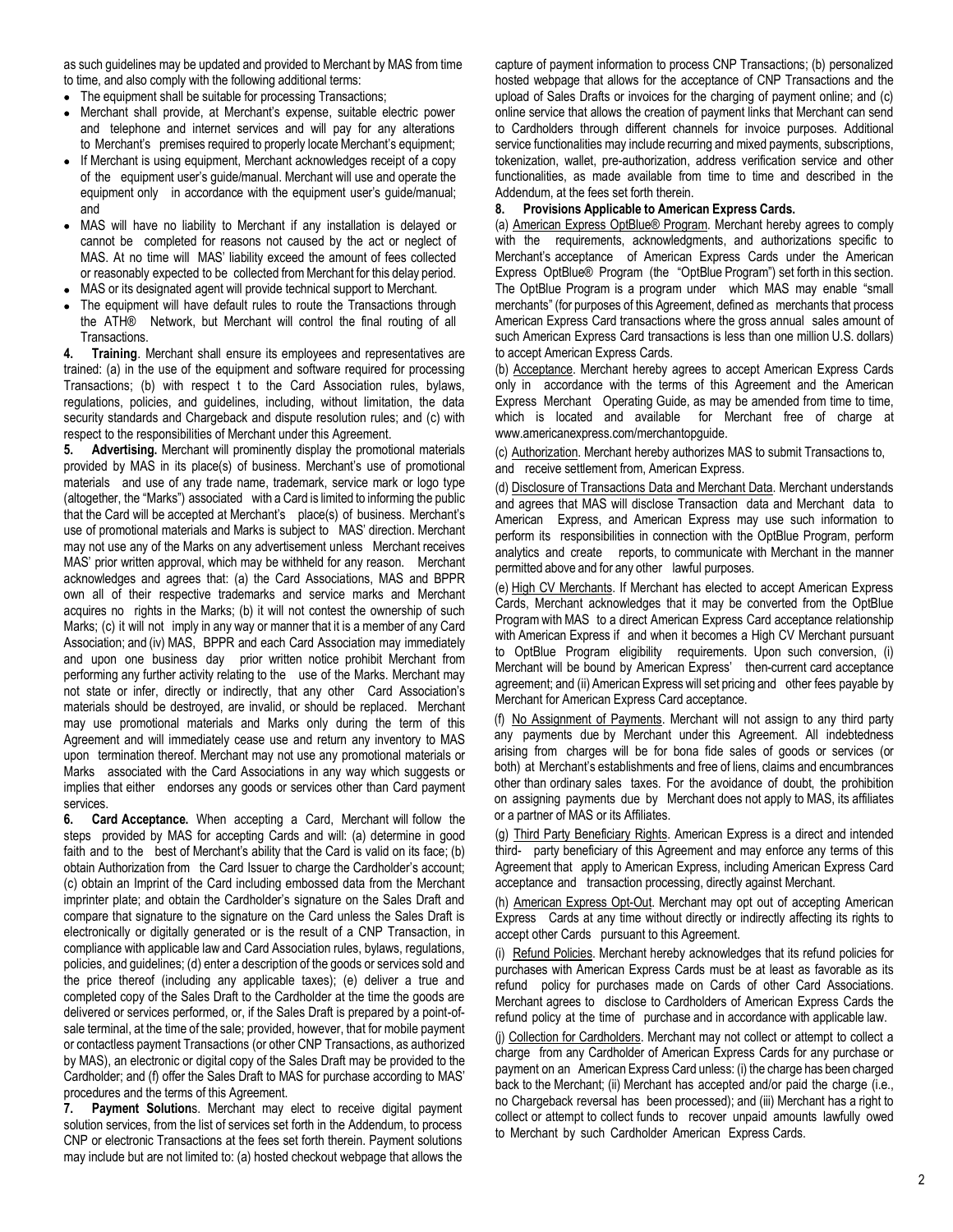as such guidelines may be updated and provided to Merchant by MAS from time to time, and also comply with the following additional terms:

- The equipment shall be suitable for processing Transactions;
- Merchant shall provide, at Merchant's expense, suitable electric power and telephone and internet services and will pay for any alterations to Merchant's premises required to properly locate Merchant's equipment;
- If Merchant is using equipment, Merchant acknowledges receipt of a copy of the equipment user's guide/manual. Merchant will use and operate the equipment only in accordance with the equipment user's guide/manual; and
- MAS will have no liability to Merchant if any installation is delayed or cannot be completed for reasons not caused by the act or neglect of MAS. At no time will MAS' liability exceed the amount of fees collected or reasonably expected to be collected from Merchant for this delay period.
- MAS or its designated agent will provide technical support to Merchant.
- The equipment will have default rules to route the Transactions through the ATH® Network, but Merchant will control the final routing of all Transactions.

**4. Training**. Merchant shall ensure its employees and representatives are trained: (a) in the use of the equipment and software required for processing Transactions; (b) with respect t to the Card Association rules, bylaws, regulations, policies, and guidelines, including, without limitation, the data security standards and Chargeback and dispute resolution rules; and (c) with respect to the responsibilities of Merchant under this Agreement.

**5. Advertising.** Merchant will prominently display the promotional materials provided by MAS in its place(s) of business. Merchant's use of promotional materials and use of any trade name, trademark, service mark or logo type (altogether, the "Marks") associated with a Card is limited to informing the public that the Card will be accepted at Merchant's place(s) of business. Merchant's use of promotional materials and Marks is subject to MAS' direction. Merchant may not use any of the Marks on any advertisement unless Merchant receives MAS' prior written approval, which may be withheld for any reason. Merchant acknowledges and agrees that: (a) the Card Associations, MAS and BPPR own all of their respective trademarks and service marks and Merchant acquires no rights in the Marks; (b) it will not contest the ownership of such Marks; (c) it will not imply in any way or manner that it is a member of any Card Association; and (iv) MAS, BPPR and each Card Association may immediately and upon one business day prior written notice prohibit Merchant from performing any further activity relating to the use of the Marks. Merchant may not state or infer, directly or indirectly, that any other Card Association's materials should be destroyed, are invalid, or should be replaced. Merchant may use promotional materials and Marks only during the term of this Agreement and will immediately cease use and return any inventory to MAS upon termination thereof. Merchant may not use any promotional materials or Marks associated with the Card Associations in any way which suggests or implies that either endorses any goods or services other than Card payment services.

**6. Card Acceptance.** When accepting a Card, Merchant will follow the steps provided by MAS for accepting Cards and will: (a) determine in good faith and to the best of Merchant's ability that the Card is valid on its face; (b) obtain Authorization from the Card Issuer to charge the Cardholder's account; (c) obtain an Imprint of the Card including embossed data from the Merchant imprinter plate; and obtain the Cardholder's signature on the Sales Draft and compare that signature to the signature on the Card unless the Sales Draft is electronically or digitally generated or is the result of a CNP Transaction, in compliance with applicable law and Card Association rules, bylaws, regulations, policies, and guidelines; (d) enter a description of the goods or services sold and the price thereof (including any applicable taxes); (e) deliver a true and completed copy of the Sales Draft to the Cardholder at the time the goods are delivered or services performed, or, if the Sales Draft is prepared by a point-of-sale terminal, at the time of the sale; provided, however, that for mobile payment or contactless payment Transactions (or other CNP Transactions, as authorized by MAS), an electronic or digital copy of the Sales Draft may be provided to the Cardholder; and (f) offer the Sales Draft to MAS for purchase according to MAS' procedures and the terms of this Agreement.

**7. Payment Solution**s. Merchant may elect to receive digital payment solution services, from the list of services set forth in the Addendum, to process CNP or electronic Transactions at the fees set forth therein. Payment solutions may include but are not limited to: (a) hosted checkout webpage that allows the capture of payment information to process CNP Transactions; (b) personalized hosted webpage that allows for the acceptance of CNP Transactions and the upload of Sales Drafts or invoices for the charging of payment online; and (c) online service that allows the creation of payment links that Merchant can send to Cardholders through different channels for invoice purposes. Additional service functionalities may include recurring and mixed payments, subscriptions, tokenization, wallet, pre-authorization, address verification service and other functionalities, as made available from time to time and described in the Addendum, at the fees set forth therein.

**8. Provisions Applicable to American Express Cards.**

(a) American Express OptBlue® Program. Merchant hereby agrees to comply with the requirements, acknowledgments, and authorizations specific to Merchant's acceptance of American Express Cards under the American Express OptBlue® Program (the "OptBlue Program") set forth in this section. The OptBlue Program is a program under which MAS may enable "small merchants" (for purposes of this Agreement, defined as merchants that process American Express Card transactions where the gross annual sales amount of such American Express Card transactions is less than one million U.S. dollars) to accept American Express Cards.

(b) Acceptance. Merchant hereby agrees to accept American Express Cards only in accordance with the terms of this Agreement and the American Express Merchant Operating Guide, as may be amended from time to time, which is located and available for Merchant free of charge at www.americanexpress.com/merchantopguide.

(c) Authorization. Merchant hereby authorizes MAS to submit Transactions to, and receive settlement from, American Express.

(d) Disclosure of Transactions Data and Merchant Data. Merchant understands and agrees that MAS will disclose Transaction data and Merchant data to American Express, and American Express may use such information to perform its responsibilities in connection with the OptBlue Program, perform analytics and create reports, to communicate with Merchant in the manner permitted above and for any other lawful purposes.

(e) High CV Merchants. If Merchant has elected to accept American Express Cards, Merchant acknowledges that it may be converted from the OptBlue Program with MAS to a direct American Express Card acceptance relationship with American Express if and when it becomes a High CV Merchant pursuant to OptBlue Program eligibility requirements. Upon such conversion, (i) Merchant will be bound by American Express' then-current card acceptance agreement; and (ii) American Express will set pricing and other fees payable by Merchant for American Express Card acceptance.

(f) No Assignment of Payments. Merchant will not assign to any third party any payments due by Merchant under this Agreement. All indebtedness arising from charges will be for bona fide sales of goods or services (or both) at Merchant's establishments and free of liens, claims and encumbrances other than ordinary sales taxes. For the avoidance of doubt, the prohibition on assigning payments due by Merchant does not apply to MAS, its affiliates or a partner of MAS or its Affiliates.

(g) Third Party Beneficiary Rights. American Express is a direct and intended third- party beneficiary of this Agreement and may enforce any terms of this Agreement that apply to American Express, including American Express Card acceptance and transaction processing, directly against Merchant.

(h) American Express Opt-Out. Merchant may opt out of accepting American Express Cards at any time without directly or indirectly affecting its rights to accept other Cards pursuant to this Agreement.

(i) Refund Policies. Merchant hereby acknowledges that its refund policies for purchases with American Express Cards must be at least as favorable as its refund policy for purchases made on Cards of other Card Associations. Merchant agrees to disclose to Cardholders of American Express Cards the refund policy at the time of purchase and in accordance with applicable law.

(j) Collection for Cardholders. Merchant may not collect or attempt to collect a charge from any Cardholder of American Express Cards for any purchase or payment on an American Express Card unless: (i) the charge has been charged back to the Merchant; (ii) Merchant has accepted and/or paid the charge (i.e., no Chargeback reversal has been processed); and (iii) Merchant has a right to collect or attempt to collect funds to recover unpaid amounts lawfully owed to Merchant by such Cardholder American Express Cards.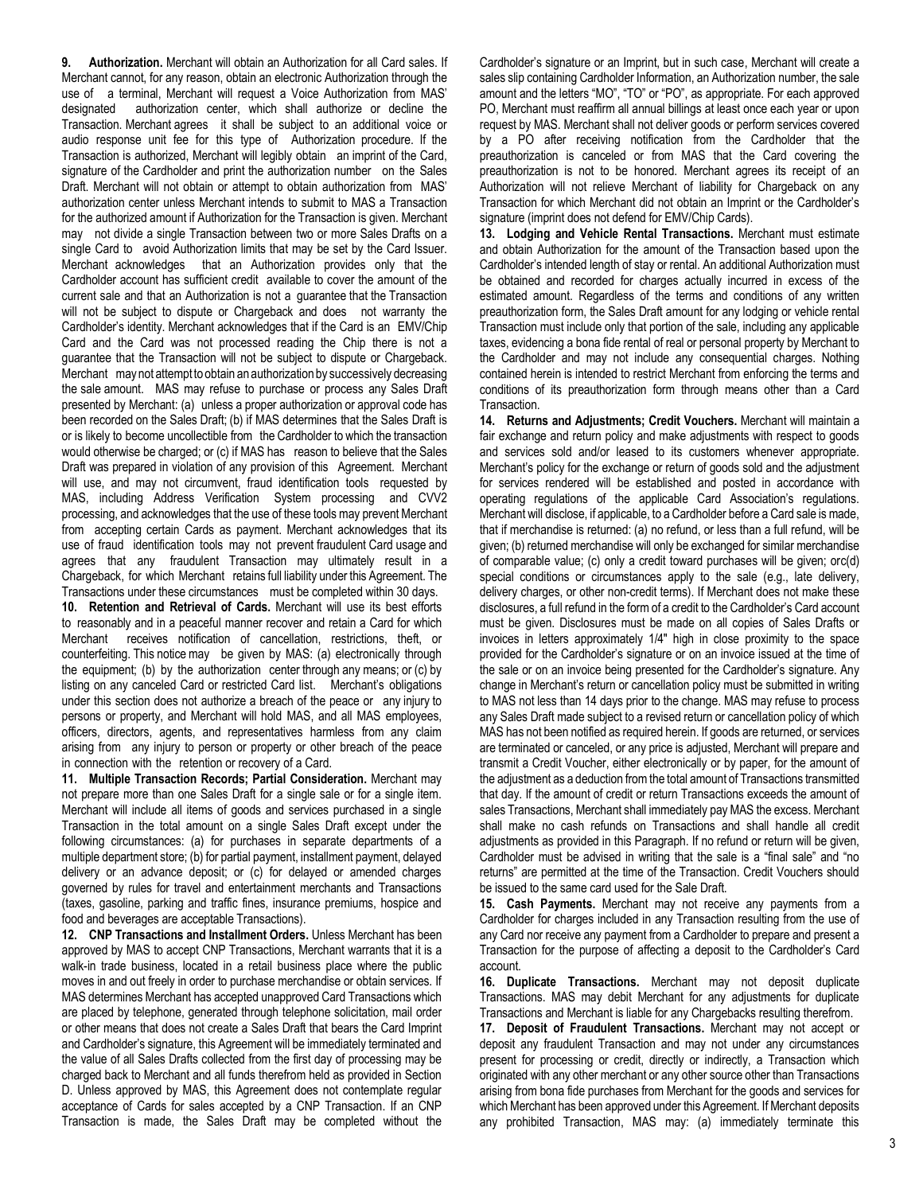**9. Authorization.** Merchant will obtain an Authorization for all Card sales. If Merchant cannot, for any reason, obtain an electronic Authorization through the use of a terminal, Merchant will request a Voice Authorization from MAS' designated authorization center, which shall authorize or decline the Transaction. Merchant agrees it shall be subject to an additional voice or audio response unit fee for this type of Authorization procedure. If the Transaction is authorized, Merchant will legibly obtain an imprint of the Card, signature of the Cardholder and print the authorization number on the Sales Draft. Merchant will not obtain or attempt to obtain authorization from MAS' authorization center unless Merchant intends to submit to MAS a Transaction for the authorized amount if Authorization for the Transaction is given. Merchant may not divide a single Transaction between two or more Sales Drafts on a single Card to avoid Authorization limits that may be set by the Card Issuer. Merchant acknowledges that an Authorization provides only that the Cardholder account has sufficient credit available to cover the amount of the current sale and that an Authorization is not a guarantee that the Transaction will not be subject to dispute or Chargeback and does not warranty the Cardholder's identity. Merchant acknowledges that if the Card is an EMV/Chip Card and the Card was not processed reading the Chip there is not a guarantee that the Transaction will not be subject to dispute or Chargeback. Merchant may not attempt to obtain an authorization by successively decreasing the sale amount. MAS may refuse to purchase or process any Sales Draft presented by Merchant: (a) unless a proper authorization or approval code has been recorded on the Sales Draft; (b) if MAS determines that the Sales Draft is or is likely to become uncollectible from the Cardholder to which the transaction would otherwise be charged; or (c) if MAS has reason to believe that the Sales Draft was prepared in violation of any provision of this Agreement. Merchant will use, and may not circumvent, fraud identification tools requested by MAS, including Address Verification System processing and CVV2 processing, and acknowledges that the use of these tools may prevent Merchant from accepting certain Cards as payment. Merchant acknowledges that its use of fraud identification tools may not prevent fraudulent Card usage and agrees that any fraudulent Transaction may ultimately result in a Chargeback, for which Merchant retains full liability under this Agreement. The Transactions under these circumstances must be completed within 30 days.

**10. Retention and Retrieval of Cards.** Merchant will use its best efforts to reasonably and in a peaceful manner recover and retain a Card for which Merchant receives notification of cancellation, restrictions, theft, or counterfeiting. This notice may be given by MAS: (a) electronically through the equipment; (b) by the authorization center through any means; or (c) by listing on any canceled Card or restricted Card list. Merchant's obligations under this section does not authorize a breach of the peace or any injury to persons or property, and Merchant will hold MAS, and all MAS employees, officers, directors, agents, and representatives harmless from any claim arising from any injury to person or property or other breach of the peace in connection with the retention or recovery of a Card.

**11. Multiple Transaction Records; Partial Consideration.** Merchant may not prepare more than one Sales Draft for a single sale or for a single item. Merchant will include all items of goods and services purchased in a single Transaction in the total amount on a single Sales Draft except under the following circumstances: (a) for purchases in separate departments of a multiple department store; (b) for partial payment, installment payment, delayed delivery or an advance deposit; or (c) for delayed or amended charges governed by rules for travel and entertainment merchants and Transactions (taxes, gasoline, parking and traffic fines, insurance premiums, hospice and food and beverages are acceptable Transactions).

**12. CNP Transactions and Installment Orders.** Unless Merchant has been approved by MAS to accept CNP Transactions, Merchant warrants that it is a walk-in trade business, located in a retail business place where the public moves in and out freely in order to purchase merchandise or obtain services. If MAS determines Merchant has accepted unapproved Card Transactions which are placed by telephone, generated through telephone solicitation, mail order or other means that does not create a Sales Draft that bears the Card Imprint and Cardholder's signature, this Agreement will be immediately terminated and the value of all Sales Drafts collected from the first day of processing may be charged back to Merchant and all funds therefrom held as provided in Section D. Unless approved by MAS, this Agreement does not contemplate regular acceptance of Cards for sales accepted by a CNP Transaction. If an CNP Transaction is made, the Sales Draft may be completed without the Cardholder's signature or an Imprint, but in such case, Merchant will create a sales slip containing Cardholder Information, an Authorization number, the sale amount and the letters "MO", "TO" or "PO", as appropriate. For each approved PO, Merchant must reaffirm all annual billings at least once each year or upon request by MAS. Merchant shall not deliver goods or perform services covered by a PO after receiving notification from the Cardholder that the preauthorization is canceled or from MAS that the Card covering the preauthorization is not to be honored. Merchant agrees its receipt of an Authorization will not relieve Merchant of liability for Chargeback on any Transaction for which Merchant did not obtain an Imprint or the Cardholder's signature (imprint does not defend for EMV/Chip Cards).

**13. Lodging and Vehicle Rental Transactions.** Merchant must estimate and obtain Authorization for the amount of the Transaction based upon the Cardholder's intended length of stay or rental. An additional Authorization must be obtained and recorded for charges actually incurred in excess of the estimated amount. Regardless of the terms and conditions of any written preauthorization form, the Sales Draft amount for any lodging or vehicle rental Transaction must include only that portion of the sale, including any applicable taxes, evidencing a bona fide rental of real or personal property by Merchant to the Cardholder and may not include any consequential charges. Nothing contained herein is intended to restrict Merchant from enforcing the terms and conditions of its preauthorization form through means other than a Card Transaction.

**14. Returns and Adjustments; Credit Vouchers.** Merchant will maintain a fair exchange and return policy and make adjustments with respect to goods and services sold and/or leased to its customers whenever appropriate. Merchant's policy for the exchange or return of goods sold and the adjustment for services rendered will be established and posted in accordance with operating regulations of the applicable Card Association's regulations. Merchant will disclose, if applicable, to a Cardholder before a Card sale is made, that if merchandise is returned: (a) no refund, or less than a full refund, will be given; (b) returned merchandise will only be exchanged for similar merchandise of comparable value; (c) only a credit toward purchases will be given; orc(d) special conditions or circumstances apply to the sale (e.g., late delivery, delivery charges, or other non-credit terms). If Merchant does not make these disclosures, a full refund in the form of a credit to the Cardholder's Card account must be given. Disclosures must be made on all copies of Sales Drafts or invoices in letters approximately 1/4" high in close proximity to the space provided for the Cardholder's signature or on an invoice issued at the time of the sale or on an invoice being presented for the Cardholder's signature. Any change in Merchant's return or cancellation policy must be submitted in writing to MAS not less than 14 days prior to the change. MAS may refuse to process any Sales Draft made subject to a revised return or cancellation policy of which MAS has not been notified as required herein. If goods are returned, or services are terminated or canceled, or any price is adjusted, Merchant will prepare and transmit a Credit Voucher, either electronically or by paper, for the amount of the adjustment as a deduction from the total amount of Transactions transmitted that day. If the amount of credit or return Transactions exceeds the amount of sales Transactions, Merchant shall immediately pay MAS the excess. Merchant shall make no cash refunds on Transactions and shall handle all credit adjustments as provided in this Paragraph. If no refund or return will be given, Cardholder must be advised in writing that the sale is a "final sale" and "no returns" are permitted at the time of the Transaction. Credit Vouchers should be issued to the same card used for the Sale Draft.

**15. Cash Payments.** Merchant may not receive any payments from a Cardholder for charges included in any Transaction resulting from the use of any Card nor receive any payment from a Cardholder to prepare and present a Transaction for the purpose of affecting a deposit to the Cardholder's Card account.

**16. Duplicate Transactions.** Merchant may not deposit duplicate Transactions. MAS may debit Merchant for any adjustments for duplicate Transactions and Merchant is liable for any Chargebacks resulting therefrom.

**17. Deposit of Fraudulent Transactions.** Merchant may not accept or deposit any fraudulent Transaction and may not under any circumstances present for processing or credit, directly or indirectly, a Transaction which originated with any other merchant or any other source other than Transactions arising from bona fide purchases from Merchant for the goods and services for which Merchant has been approved under this Agreement. If Merchant deposits any prohibited Transaction, MAS may: (a) immediately terminate this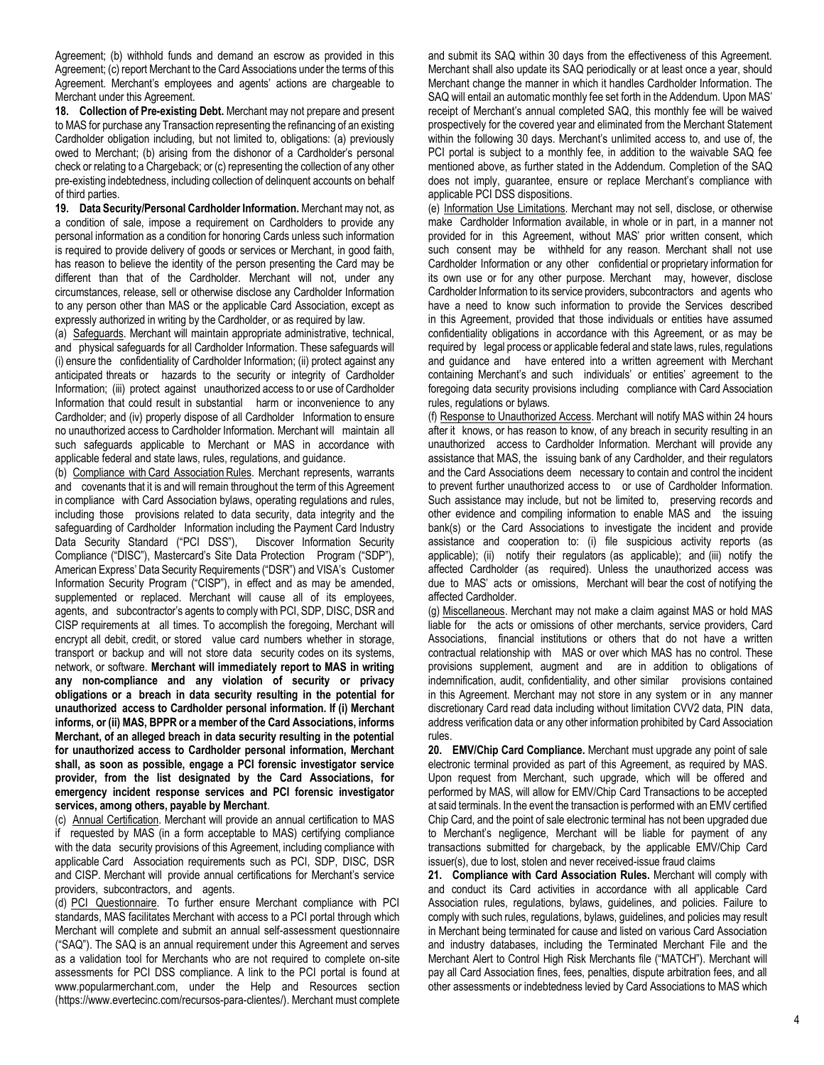Agreement; (b) withhold funds and demand an escrow as provided in this Agreement; (c) report Merchant to the Card Associations under the terms of this Agreement. Merchant's employees and agents' actions are chargeable to Merchant under this Agreement.

**18. Collection of Pre-existing Debt.** Merchant may not prepare and present to MAS for purchase any Transaction representing the refinancing of an existing Cardholder obligation including, but not limited to, obligations: (a) previously owed to Merchant; (b) arising from the dishonor of a Cardholder's personal check or relating to a Chargeback; or (c) representing the collection of any other pre-existing indebtedness, including collection of delinquent accounts on behalf of third parties.

**19. Data Security/Personal Cardholder Information.** Merchant may not, as a condition of sale, impose a requirement on Cardholders to provide any personal information as a condition for honoring Cards unless such information is required to provide delivery of goods or services or Merchant, in good faith, has reason to believe the identity of the person presenting the Card may be different than that of the Cardholder. Merchant will not, under any circumstances, release, sell or otherwise disclose any Cardholder Information to any person other than MAS or the applicable Card Association, except as expressly authorized in writing by the Cardholder, or as required by law.

(a) Safeguards. Merchant will maintain appropriate administrative, technical, and physical safeguards for all Cardholder Information. These safeguards will (i) ensure the confidentiality of Cardholder Information; (ii) protect against any anticipated threats or hazards to the security or integrity of Cardholder Information; (iii) protect against unauthorized access to or use of Cardholder Information that could result in substantial harm or inconvenience to any Cardholder; and (iv) properly dispose of all Cardholder Information to ensure no unauthorized access to Cardholder Information. Merchant will maintain all such safeguards applicable to Merchant or MAS in accordance with applicable federal and state laws, rules, regulations, and guidance.

(b) Compliance with Card Association Rules. Merchant represents, warrants and covenants that it is and will remain throughout the term of this Agreement in compliance with Card Association bylaws, operating regulations and rules, including those provisions related to data security, data integrity and the safeguarding of Cardholder Information including the Payment Card Industry Data Security Standard ("PCI DSS"), Discover Information Security Compliance ("DISC"), Mastercard's Site Data Protection Program ("SDP"), American Express' Data Security Requirements ("DSR") and VISA's Customer Information Security Program ("CISP"), in effect and as may be amended, supplemented or replaced. Merchant will cause all of its employees, agents, and subcontractor's agents to comply with PCI, SDP, DISC, DSR and CISP requirements at all times. To accomplish the foregoing, Merchant will encrypt all debit, credit, or stored value card numbers whether in storage, transport or backup and will not store data security codes on its systems, network, or software. **Merchant will immediately report to MAS in writing any non-compliance and any violation of security or privacy obligations or a breach in data security resulting in the potential for unauthorized access to Cardholder personal information. If (i) Merchant informs, or (ii) MAS, BPPR or a member of the Card Associations, informs Merchant, of an alleged breach in data security resulting in the potential for unauthorized access to Cardholder personal information, Merchant shall, as soon as possible, engage a PCI forensic investigator service provider, from the list designated by the Card Associations, for emergency incident response services and PCI forensic investigator services, among others, payable by Merchant**.

(c) Annual Certification. Merchant will provide an annual certification to MAS if requested by MAS (in a form acceptable to MAS) certifying compliance with the data security provisions of this Agreement, including compliance with applicable Card Association requirements such as PCI, SDP, DISC, DSR and CISP. Merchant will provide annual certifications for Merchant's service providers, subcontractors, and agents.

(d) PCI Questionnaire. To further ensure Merchant compliance with PCI standards, MAS facilitates Merchant with access to a PCI portal through which Merchant will complete and submit an annual self-assessment questionnaire ("SAQ"). The SAQ is an annual requirement under this Agreement and serves as a validation tool for Merchants who are not required to complete on-site assessments for PCI DSS compliance. A link to the PCI portal is found at www.popularmerchant.com, under the Help and Resources section (https://www.evertecinc.com/recursos-para-clientes/). Merchant must complete and submit its SAQ within 30 days from the effectiveness of this Agreement. Merchant shall also update its SAQ periodically or at least once a year, should Merchant change the manner in which it handles Cardholder Information. The SAQ will entail an automatic monthly fee set forth in the Addendum. Upon MAS' receipt of Merchant's annual completed SAQ, this monthly fee will be waived prospectively for the covered year and eliminated from the Merchant Statement within the following 30 days. Merchant's unlimited access to, and use of, the PCI portal is subject to a monthly fee, in addition to the waivable SAQ fee mentioned above, as further stated in the Addendum. Completion of the SAQ does not imply, guarantee, ensure or replace Merchant's compliance with applicable PCI DSS dispositions.

(e) Information Use Limitations. Merchant may not sell, disclose, or otherwise make Cardholder Information available, in whole or in part, in a manner not provided for in this Agreement, without MAS' prior written consent, which such consent may be withheld for any reason. Merchant shall not use Cardholder Information or any other confidential or proprietary information for its own use or for any other purpose. Merchant may, however, disclose Cardholder Information to its service providers, subcontractors and agents who have a need to know such information to provide the Services described in this Agreement, provided that those individuals or entities have assumed confidentiality obligations in accordance with this Agreement, or as may be required by legal process or applicable federal and state laws, rules, regulations and guidance and have entered into a written agreement with Merchant containing Merchant's and such individuals' or entities' agreement to the foregoing data security provisions including compliance with Card Association rules, regulations or bylaws.

(f) Response to Unauthorized Access. Merchant will notify MAS within 24 hours after it knows, or has reason to know, of any breach in security resulting in an unauthorized access to Cardholder Information. Merchant will provide any assistance that MAS, the issuing bank of any Cardholder, and their regulators and the Card Associations deem necessary to contain and control the incident to prevent further unauthorized access to or use of Cardholder Information. Such assistance may include, but not be limited to, preserving records and other evidence and compiling information to enable MAS and the issuing bank(s) or the Card Associations to investigate the incident and provide assistance and cooperation to: (i) file suspicious activity reports (as applicable); (ii) notify their regulators (as applicable); and (iii) notify the affected Cardholder (as required). Unless the unauthorized access was due to MAS' acts or omissions, Merchant will bear the cost of notifying the affected Cardholder.

(g) Miscellaneous. Merchant may not make a claim against MAS or hold MAS liable for the acts or omissions of other merchants, service providers, Card Associations, financial institutions or others that do not have a written contractual relationship with MAS or over which MAS has no control. These provisions supplement, augment and are in addition to obligations of indemnification, audit, confidentiality, and other similar provisions contained in this Agreement. Merchant may not store in any system or in any manner discretionary Card read data including without limitation CVV2 data, PIN data, address verification data or any other information prohibited by Card Association rules.

**20. EMV/Chip Card Compliance.** Merchant must upgrade any point of sale electronic terminal provided as part of this Agreement, as required by MAS. Upon request from Merchant, such upgrade, which will be offered and performed by MAS, will allow for EMV/Chip Card Transactions to be accepted at said terminals. In the event the transaction is performed with an EMV certified Chip Card, and the point of sale electronic terminal has not been upgraded due to Merchant's negligence, Merchant will be liable for payment of any transactions submitted for chargeback, by the applicable EMV/Chip Card issuer(s), due to lost, stolen and never received-issue fraud claims

**21. Compliance with Card Association Rules.** Merchant will comply with and conduct its Card activities in accordance with all applicable Card Association rules, regulations, bylaws, guidelines, and policies. Failure to comply with such rules, regulations, bylaws, guidelines, and policies may result in Merchant being terminated for cause and listed on various Card Association and industry databases, including the Terminated Merchant File and the Merchant Alert to Control High Risk Merchants file ("MATCH"). Merchant will pay all Card Association fines, fees, penalties, dispute arbitration fees, and all other assessments or indebtedness levied by Card Associations to MAS which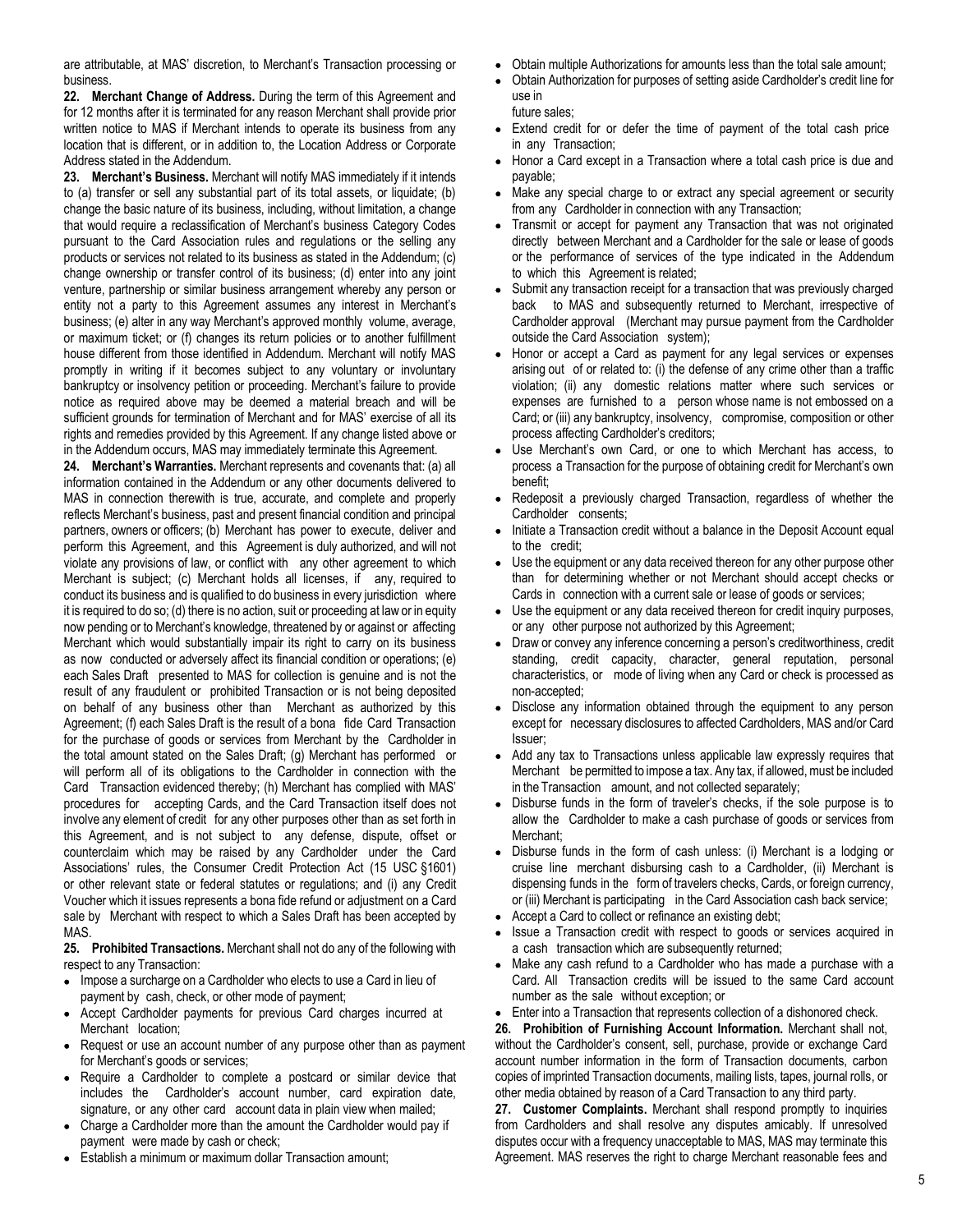are attributable, at MAS' discretion, to Merchant's Transaction processing or business.

**22. Merchant Change of Address.** During the term of this Agreement and for 12 months after it is terminated for any reason Merchant shall provide prior written notice to MAS if Merchant intends to operate its business from any location that is different, or in addition to, the Location Address or Corporate Address stated in the Addendum.

**23. Merchant's Business.** Merchant will notify MAS immediately if it intends to (a) transfer or sell any substantial part of its total assets, or liquidate; (b) change the basic nature of its business, including, without limitation, a change that would require a reclassification of Merchant's business Category Codes pursuant to the Card Association rules and regulations or the selling any products or services not related to its business as stated in the Addendum; (c) change ownership or transfer control of its business; (d) enter into any joint venture, partnership or similar business arrangement whereby any person or entity not a party to this Agreement assumes any interest in Merchant's business; (e) alter in any way Merchant's approved monthly volume, average, or maximum ticket; or (f) changes its return policies or to another fulfillment house different from those identified in Addendum. Merchant will notify MAS promptly in writing if it becomes subject to any voluntary or involuntary bankruptcy or insolvency petition or proceeding. Merchant's failure to provide notice as required above may be deemed a material breach and will be sufficient grounds for termination of Merchant and for MAS' exercise of all its rights and remedies provided by this Agreement. If any change listed above or in the Addendum occurs, MAS may immediately terminate this Agreement.

**24. Merchant's Warranties.** Merchant represents and covenants that: (a) all information contained in the Addendum or any other documents delivered to MAS in connection therewith is true, accurate, and complete and properly reflects Merchant's business, past and present financial condition and principal partners, owners or officers; (b) Merchant has power to execute, deliver and perform this Agreement, and this Agreement is duly authorized, and will not violate any provisions of law, or conflict with any other agreement to which Merchant is subject; (c) Merchant holds all licenses, if any, required to conduct its business and is qualified to do business in every jurisdiction where it is required to do so; (d) there is no action, suit or proceeding at law or in equity now pending or to Merchant's knowledge, threatened by or against or affecting Merchant which would substantially impair its right to carry on its business as now conducted or adversely affect its financial condition or operations; (e) each Sales Draft presented to MAS for collection is genuine and is not the result of any fraudulent or prohibited Transaction or is not being deposited on behalf of any business other than Merchant as authorized by this Agreement; (f) each Sales Draft is the result of a bona fide Card Transaction for the purchase of goods or services from Merchant by the Cardholder in the total amount stated on the Sales Draft; (g) Merchant has performed or will perform all of its obligations to the Cardholder in connection with the Card Transaction evidenced thereby; (h) Merchant has complied with MAS' procedures for accepting Cards, and the Card Transaction itself does not involve any element of credit for any other purposes other than as set forth in this Agreement, and is not subject to any defense, dispute, offset or counterclaim which may be raised by any Cardholder under the Card Associations' rules, the Consumer Credit Protection Act (15 USC §1601) or other relevant state or federal statutes or regulations; and (i) any Credit Voucher which it issues represents a bona fide refund or adjustment on a Card sale by Merchant with respect to which a Sales Draft has been accepted by MAS.

**25. Prohibited Transactions.** Merchant shall not do any of the following with respect to any Transaction:

- Impose a surcharge on a Cardholder who elects to use a Card in lieu of payment by cash, check, or other mode of payment;
- Accept Cardholder payments for previous Card charges incurred at Merchant location;
- Request or use an account number of any purpose other than as payment for Merchant's goods or services;
- Require a Cardholder to complete a postcard or similar device that includes the Cardholder's account number, card expiration date, signature, or any other card account data in plain view when mailed;
- Charge a Cardholder more than the amount the Cardholder would pay if payment were made by cash or check;
- Establish a minimum or maximum dollar Transaction amount;
- Obtain multiple Authorizations for amounts less than the total sale amount;
- Obtain Authorization for purposes of setting aside Cardholder's credit line for use in future sales;
- Extend credit for or defer the time of payment of the total cash price in any Transaction;
- Honor a Card except in a Transaction where a total cash price is due and payable;
- Make any special charge to or extract any special agreement or security from any Cardholder in connection with any Transaction;
- Transmit or accept for payment any Transaction that was not originated directly between Merchant and a Cardholder for the sale or lease of goods or the performance of services of the type indicated in the Addendum to which this Agreement is related;
- Submit any transaction receipt for a transaction that was previously charged back to MAS and subsequently returned to Merchant, irrespective of Cardholder approval (Merchant may pursue payment from the Cardholder outside the Card Association system);
- Honor or accept a Card as payment for any legal services or expenses arising out of or related to: (i) the defense of any crime other than a traffic violation; (ii) any domestic relations matter where such services or expenses are furnished to a person whose name is not embossed on a Card; or (iii) any bankruptcy, insolvency, compromise, composition or other process affecting Cardholder's creditors;
- Use Merchant's own Card, or one to which Merchant has access, to process a Transaction for the purpose of obtaining credit for Merchant's own benefit;
- Redeposit a previously charged Transaction, regardless of whether the Cardholder consents;
- Initiate a Transaction credit without a balance in the Deposit Account equal to the credit;
- Use the equipment or any data received thereon for any other purpose other than for determining whether or not Merchant should accept checks or Cards in connection with a current sale or lease of goods or services;
- Use the equipment or any data received thereon for credit inquiry purposes, or any other purpose not authorized by this Agreement;
- Draw or convey any inference concerning a person's creditworthiness, credit standing, credit capacity, character, general reputation, personal characteristics, or mode of living when any Card or check is processed as non-accepted;
- Disclose any information obtained through the equipment to any person except for necessary disclosures to affected Cardholders, MAS and/or Card Issuer;
- Add any tax to Transactions unless applicable law expressly requires that Merchant be permitted to impose a tax. Any tax, if allowed, must be included in the Transaction amount, and not collected separately;
- Disburse funds in the form of traveler's checks, if the sole purpose is to allow the Cardholder to make a cash purchase of goods or services from Merchant;
- Disburse funds in the form of cash unless: (i) Merchant is a lodging or cruise line merchant disbursing cash to a Cardholder, (ii) Merchant is dispensing funds in the form of travelers checks, Cards, or foreign currency, or (iii) Merchant is participating in the Card Association cash back service;
- Accept a Card to collect or refinance an existing debt;
- Issue a Transaction credit with respect to goods or services acquired in a cash transaction which are subsequently returned;
- Make any cash refund to a Cardholder who has made a purchase with a Card. All Transaction credits will be issued to the same Card account number as the sale without exception; or
- Enter into a Transaction that represents collection of a dishonored check.

**26. Prohibition of Furnishing Account Information.** Merchant shall not, without the Cardholder's consent, sell, purchase, provide or exchange Card account number information in the form of Transaction documents, carbon copies of imprinted Transaction documents, mailing lists, tapes, journal rolls, or other media obtained by reason of a Card Transaction to any third party.

**27. Customer Complaints.** Merchant shall respond promptly to inquiries from Cardholders and shall resolve any disputes amicably. If unresolved disputes occur with a frequency unacceptable to MAS, MAS may terminate this Agreement. MAS reserves the right to charge Merchant reasonable fees and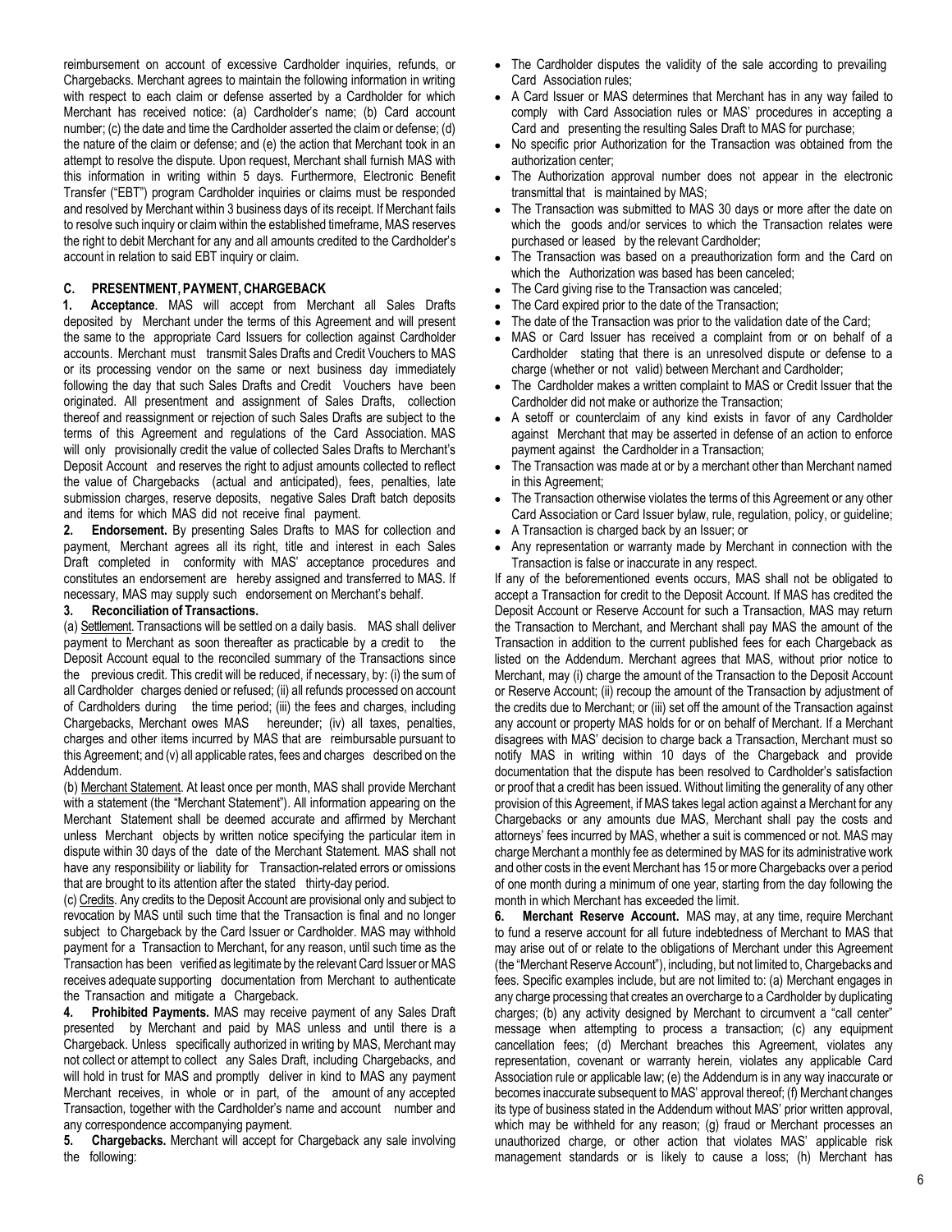reimbursement on account of excessive Cardholder inquiries, refunds, or Chargebacks. Merchant agrees to maintain the following information in writing with respect to each claim or defense asserted by a Cardholder for which Merchant has received notice: (a) Cardholder's name; (b) Card account number; (c) the date and time the Cardholder asserted the claim or defense; (d) the nature of the claim or defense; and (e) the action that Merchant took in an attempt to resolve the dispute. Upon request, Merchant shall furnish MAS with this information in writing within 5 days. Furthermore, Electronic Benefit Transfer ("EBT") program Cardholder inquiries or claims must be responded and resolved by Merchant within 3 business days of its receipt. If Merchant fails to resolve such inquiry or claim within the established timeframe, MAS reserves the right to debit Merchant for any and all amounts credited to the Cardholder's account in relation to said EBT inquiry or claim.

### C. PRESENTMENT, PAYMENT, CHARGEBACK

**1. Acceptance**. MAS will accept from Merchant all Sales Drafts deposited by Merchant under the terms of this Agreement and will present the same to the appropriate Card Issuers for collection against Cardholder accounts. Merchant must transmit Sales Drafts and Credit Vouchers to MAS or its processing vendor on the same or next business day immediately following the day that such Sales Drafts and Credit Vouchers have been originated. All presentment and assignment of Sales Drafts, collection thereof and reassignment or rejection of such Sales Drafts are subject to the terms of this Agreement and regulations of the Card Association. MAS will only provisionally credit the value of collected Sales Drafts to Merchant's Deposit Account and reserves the right to adjust amounts collected to reflect the value of Chargebacks (actual and anticipated), fees, penalties, late submission charges, reserve deposits, negative Sales Draft batch deposits and items for which MAS did not receive final payment.

**2. Endorsement.** By presenting Sales Drafts to MAS for collection and payment, Merchant agrees all its right, title and interest in each Sales Draft completed in conformity with MAS' acceptance procedures and constitutes an endorsement are hereby assigned and transferred to MAS. If necessary, MAS may supply such endorsement on Merchant's behalf.

**3. Reconciliation of Transactions.**

(a) Settlement. Transactions will be settled on a daily basis. MAS shall deliver payment to Merchant as soon thereafter as practicable by a credit to the Deposit Account equal to the reconciled summary of the Transactions since the previous credit. This credit will be reduced, if necessary, by: (i) the sum of all Cardholder charges denied or refused; (ii) all refunds processed on account of Cardholders during the time period; (iii) the fees and charges, including Chargebacks, Merchant owes MAS hereunder; (iv) all taxes, penalties, charges and other items incurred by MAS that are reimbursable pursuant to this Agreement; and (v) all applicable rates, fees and charges described on the Addendum.

(b) Merchant Statement. At least once per month, MAS shall provide Merchant with a statement (the "Merchant Statement"). All information appearing on the Merchant Statement shall be deemed accurate and affirmed by Merchant unless Merchant objects by written notice specifying the particular item in dispute within 30 days of the date of the Merchant Statement. MAS shall not have any responsibility or liability for Transaction-related errors or omissions that are brought to its attention after the stated thirty-day period.

(c) Credits. Any credits to the Deposit Account are provisional only and subject to revocation by MAS until such time that the Transaction is final and no longer subject to Chargeback by the Card Issuer or Cardholder. MAS may withhold payment for a Transaction to Merchant, for any reason, until such time as the Transaction has been verified as legitimate by the relevant Card Issuer or MAS receives adequate supporting documentation from Merchant to authenticate the Transaction and mitigate a Chargeback.

**4. Prohibited Payments.** MAS may receive payment of any Sales Draft presented by Merchant and paid by MAS unless and until there is a Chargeback. Unless specifically authorized in writing by MAS, Merchant may not collect or attempt to collect any Sales Draft, including Chargebacks, and will hold in trust for MAS and promptly deliver in kind to MAS any payment Merchant receives, in whole or in part, of the amount of any accepted Transaction, together with the Cardholder's name and account number and any correspondence accompanying payment.

**5. Chargebacks.** Merchant will accept for Chargeback any sale involving the following:

- The Cardholder disputes the validity of the sale according to prevailing Card Association rules;
- A Card Issuer or MAS determines that Merchant has in any way failed to comply with Card Association rules or MAS' procedures in accepting a Card and presenting the resulting Sales Draft to MAS for purchase;
- No specific prior Authorization for the Transaction was obtained from the authorization center;
- The Authorization approval number does not appear in the electronic transmittal that is maintained by MAS;
- The Transaction was submitted to MAS 30 days or more after the date on which the goods and/or services to which the Transaction relates were purchased or leased by the relevant Cardholder;
- The Transaction was based on a preauthorization form and the Card on which the Authorization was based has been canceled;
- The Card giving rise to the Transaction was canceled;
- The Card expired prior to the date of the Transaction;
- The date of the Transaction was prior to the validation date of the Card;
- MAS or Card Issuer has received a complaint from or on behalf of a Cardholder stating that there is an unresolved dispute or defense to a charge (whether or not valid) between Merchant and Cardholder;
- The Cardholder makes a written complaint to MAS or Credit Issuer that the Cardholder did not make or authorize the Transaction;
- A setoff or counterclaim of any kind exists in favor of any Cardholder against Merchant that may be asserted in defense of an action to enforce payment against the Cardholder in a Transaction;
- The Transaction was made at or by a merchant other than Merchant named in this Agreement;
- The Transaction otherwise violates the terms of this Agreement or any other Card Association or Card Issuer bylaw, rule, regulation, policy, or guideline;
- A Transaction is charged back by an Issuer; or
- Any representation or warranty made by Merchant in connection with the Transaction is false or inaccurate in any respect.

If any of the beforementioned events occurs, MAS shall not be obligated to accept a Transaction for credit to the Deposit Account. If MAS has credited the Deposit Account or Reserve Account for such a Transaction, MAS may return the Transaction to Merchant, and Merchant shall pay MAS the amount of the Transaction in addition to the current published fees for each Chargeback as listed on the Addendum. Merchant agrees that MAS, without prior notice to Merchant, may (i) charge the amount of the Transaction to the Deposit Account or Reserve Account; (ii) recoup the amount of the Transaction by adjustment of the credits due to Merchant; or (iii) set off the amount of the Transaction against any account or property MAS holds for or on behalf of Merchant. If a Merchant disagrees with MAS' decision to charge back a Transaction, Merchant must so notify MAS in writing within 10 days of the Chargeback and provide documentation that the dispute has been resolved to Cardholder's satisfaction or proof that a credit has been issued. Without limiting the generality of any other provision of this Agreement, if MAS takes legal action against a Merchant for any Chargebacks or any amounts due MAS, Merchant shall pay the costs and attorneys' fees incurred by MAS, whether a suit is commenced or not. MAS may charge Merchant a monthly fee as determined by MAS for its administrative work and other costs in the event Merchant has 15 or more Chargebacks over a period of one month during a minimum of one year, starting from the day following the month in which Merchant has exceeded the limit.

**6. Merchant Reserve Account.** MAS may, at any time, require Merchant to fund a reserve account for all future indebtedness of Merchant to MAS that may arise out of or relate to the obligations of Merchant under this Agreement (the "Merchant Reserve Account"), including, but not limited to, Chargebacks and fees. Specific examples include, but are not limited to: (a) Merchant engages in any charge processing that creates an overcharge to a Cardholder by duplicating charges; (b) any activity designed by Merchant to circumvent a "call center" message when attempting to process a transaction; (c) any equipment cancellation fees; (d) Merchant breaches this Agreement, violates any representation, covenant or warranty herein, violates any applicable Card Association rule or applicable law; (e) the Addendum is in any way inaccurate or becomes inaccurate subsequent to MAS' approval thereof; (f) Merchant changes its type of business stated in the Addendum without MAS' prior written approval, which may be withheld for any reason; (g) fraud or Merchant processes an unauthorized charge, or other action that violates MAS' applicable risk management standards or is likely to cause a loss; (h) Merchant has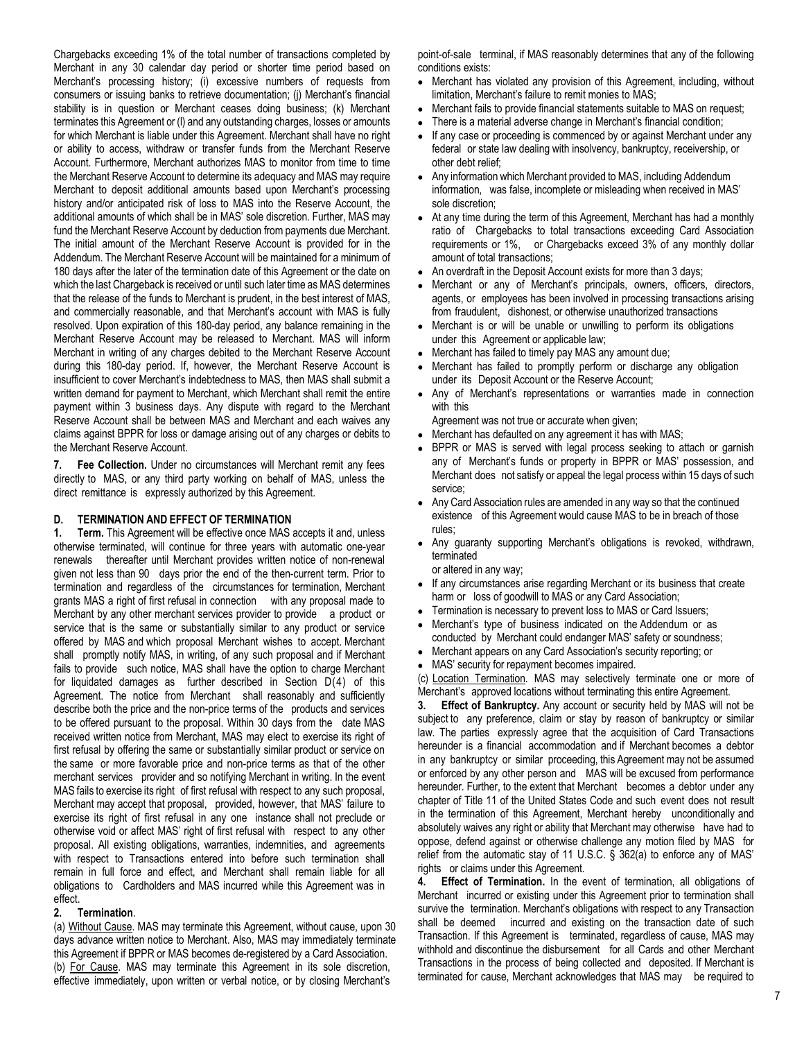Chargebacks exceeding 1% of the total number of transactions completed by Merchant in any 30 calendar day period or shorter time period based on Merchant's processing history; (i) excessive numbers of requests from consumers or issuing banks to retrieve documentation; (j) Merchant's financial stability is in question or Merchant ceases doing business; (k) Merchant terminates this Agreement or (l) and any outstanding charges, losses or amounts for which Merchant is liable under this Agreement. Merchant shall have no right or ability to access, withdraw or transfer funds from the Merchant Reserve Account. Furthermore, Merchant authorizes MAS to monitor from time to time the Merchant Reserve Account to determine its adequacy and MAS may require Merchant to deposit additional amounts based upon Merchant's processing history and/or anticipated risk of loss to MAS into the Reserve Account, the additional amounts of which shall be in MAS' sole discretion. Further, MAS may fund the Merchant Reserve Account by deduction from payments due Merchant. The initial amount of the Merchant Reserve Account is provided for in the Addendum. The Merchant Reserve Account will be maintained for a minimum of 180 days after the later of the termination date of this Agreement or the date on which the last Chargeback is received or until such later time as MAS determines that the release of the funds to Merchant is prudent, in the best interest of MAS, and commercially reasonable, and that Merchant's account with MAS is fully resolved. Upon expiration of this 180-day period, any balance remaining in the Merchant Reserve Account may be released to Merchant. MAS will inform Merchant in writing of any charges debited to the Merchant Reserve Account during this 180-day period. If, however, the Merchant Reserve Account is insufficient to cover Merchant's indebtedness to MAS, then MAS shall submit a written demand for payment to Merchant, which Merchant shall remit the entire payment within 3 business days. Any dispute with regard to the Merchant Reserve Account shall be between MAS and Merchant and each waives any claims against BPPR for loss or damage arising out of any charges or debits to the Merchant Reserve Account.

**7. Fee Collection.** Under no circumstances will Merchant remit any fees directly to MAS, or any third party working on behalf of MAS, unless the direct remittance is expressly authorized by this Agreement.

### D. TERMINATION AND EFFECT OF TERMINATION

**1. Term.** This Agreement will be effective once MAS accepts it and, unless otherwise terminated, will continue for three years with automatic one-year renewals thereafter until Merchant provides written notice of non-renewal given not less than 90 days prior the end of the then-current term. Prior to termination and regardless of the circumstances for termination, Merchant grants MAS a right of first refusal in connection with any proposal made to Merchant by any other merchant services provider to provide a product or service that is the same or substantially similar to any product or service offered by MAS and which proposal Merchant wishes to accept. Merchant shall promptly notify MAS, in writing, of any such proposal and if Merchant fails to provide such notice, MAS shall have the option to charge Merchant for liquidated damages as further described in Section D(4) of this Agreement. The notice from Merchant shall reasonably and sufficiently describe both the price and the non-price terms of the products and services to be offered pursuant to the proposal. Within 30 days from the date MAS received written notice from Merchant, MAS may elect to exercise its right of first refusal by offering the same or substantially similar product or service on the same or more favorable price and non-price terms as that of the other merchant services provider and so notifying Merchant in writing. In the event MAS fails to exercise its right of first refusal with respect to any such proposal, Merchant may accept that proposal, provided, however, that MAS' failure to exercise its right of first refusal in any one instance shall not preclude or otherwise void or affect MAS' right of first refusal with respect to any other proposal. All existing obligations, warranties, indemnities, and agreements with respect to Transactions entered into before such termination shall remain in full force and effect, and Merchant shall remain liable for all obligations to Cardholders and MAS incurred while this Agreement was in effect.

**2. Termination**.

(a) Without Cause. MAS may terminate this Agreement, without cause, upon 30 days advance written notice to Merchant. Also, MAS may immediately terminate this Agreement if BPPR or MAS becomes de-registered by a Card Association.

(b) For Cause. MAS may terminate this Agreement in its sole discretion, effective immediately, upon written or verbal notice, or by closing Merchant's point-of-sale terminal, if MAS reasonably determines that any of the following conditions exists:

- Merchant has violated any provision of this Agreement, including, without limitation, Merchant's failure to remit monies to MAS;
- Merchant fails to provide financial statements suitable to MAS on request;
- There is a material adverse change in Merchant's financial condition;
- If any case or proceeding is commenced by or against Merchant under any federal or state law dealing with insolvency, bankruptcy, receivership, or other debt relief;
- Any information which Merchant provided to MAS, including Addendum information, was false, incomplete or misleading when received in MAS' sole discretion;
- At any time during the term of this Agreement, Merchant has had a monthly ratio of Chargebacks to total transactions exceeding Card Association requirements or 1%, or Chargebacks exceed 3% of any monthly dollar amount of total transactions;
- An overdraft in the Deposit Account exists for more than 3 days;
- Merchant or any of Merchant's principals, owners, officers, directors, agents, or employees has been involved in processing transactions arising from fraudulent, dishonest, or otherwise unauthorized transactions
- Merchant is or will be unable or unwilling to perform its obligations under this Agreement or applicable law;
- Merchant has failed to timely pay MAS any amount due;
- Merchant has failed to promptly perform or discharge any obligation under its Deposit Account or the Reserve Account;
- Any of Merchant's representations or warranties made in connection with this Agreement was not true or accurate when given;
- Merchant has defaulted on any agreement it has with MAS;
- BPPR or MAS is served with legal process seeking to attach or garnish any of Merchant's funds or property in BPPR or MAS' possession, and Merchant does not satisfy or appeal the legal process within 15 days of such service;
- Any Card Association rules are amended in any way so that the continued existence of this Agreement would cause MAS to be in breach of those rules;
- Any guaranty supporting Merchant's obligations is revoked, withdrawn, terminated or altered in any way;
- If any circumstances arise regarding Merchant or its business that create harm or loss of goodwill to MAS or any Card Association;
- Termination is necessary to prevent loss to MAS or Card Issuers;
- Merchant's type of business indicated on the Addendum or as conducted by Merchant could endanger MAS' safety or soundness;
- Merchant appears on any Card Association's security reporting; or
- MAS' security for repayment becomes impaired.

(c) Location Termination. MAS may selectively terminate one or more of Merchant's approved locations without terminating this entire Agreement.

**3. Effect of Bankruptcy.** Any account or security held by MAS will not be subject to any preference, claim or stay by reason of bankruptcy or similar law. The parties expressly agree that the acquisition of Card Transactions hereunder is a financial accommodation and if Merchant becomes a debtor in any bankruptcy or similar proceeding, this Agreement may not be assumed or enforced by any other person and MAS will be excused from performance hereunder. Further, to the extent that Merchant becomes a debtor under any chapter of Title 11 of the United States Code and such event does not result in the termination of this Agreement, Merchant hereby unconditionally and absolutely waives any right or ability that Merchant may otherwise have had to oppose, defend against or otherwise challenge any motion filed by MAS for relief from the automatic stay of 11 U.S.C. § 362(a) to enforce any of MAS' rights or claims under this Agreement.

**4. Effect of Termination.** In the event of termination, all obligations of Merchant incurred or existing under this Agreement prior to termination shall survive the termination. Merchant's obligations with respect to any Transaction shall be deemed incurred and existing on the transaction date of such Transaction. If this Agreement is terminated, regardless of cause, MAS may withhold and discontinue the disbursement for all Cards and other Merchant Transactions in the process of being collected and deposited. If Merchant is terminated for cause, Merchant acknowledges that MAS may be required to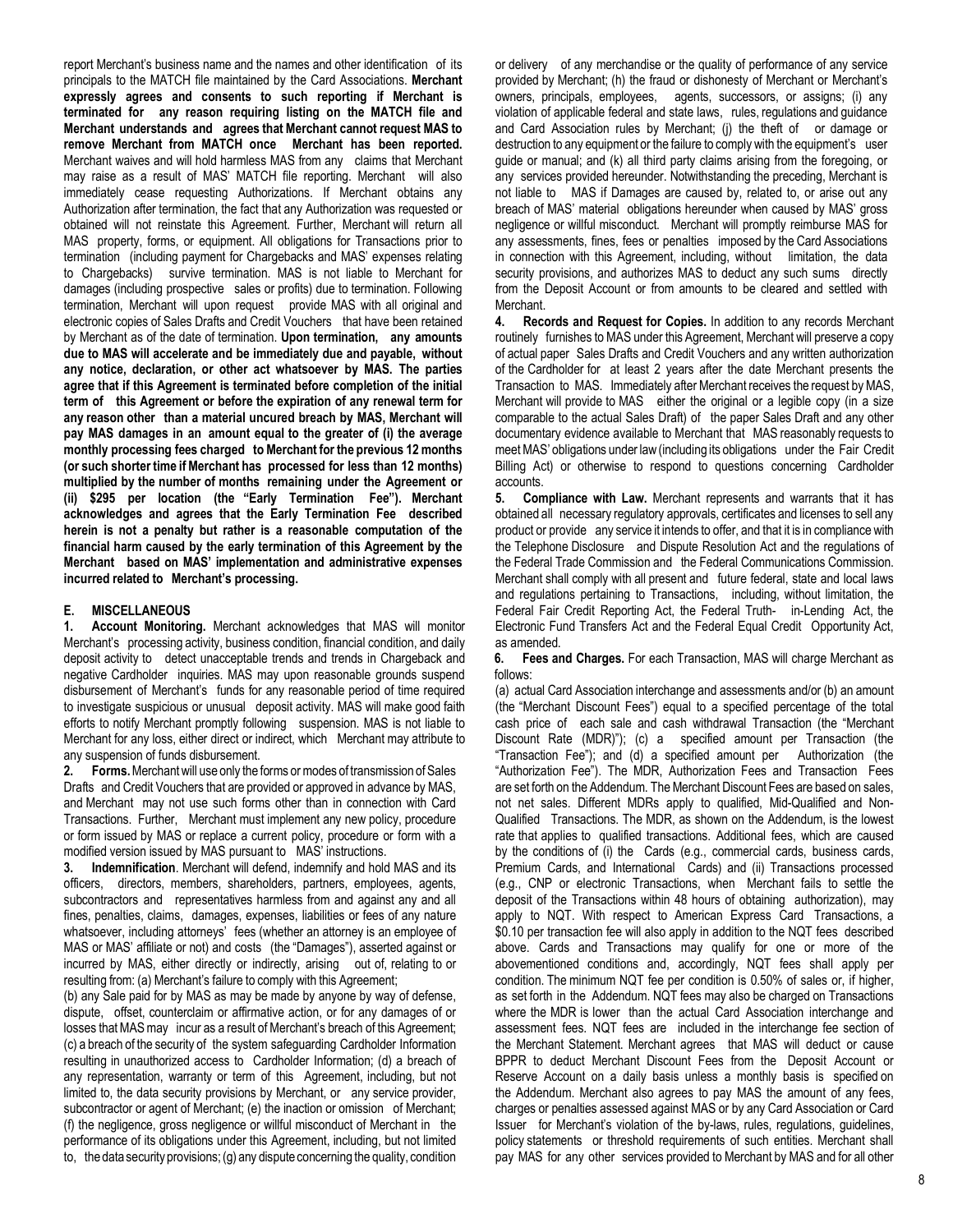report Merchant's business name and the names and other identification of its principals to the MATCH file maintained by the Card Associations. **Merchant expressly agrees and consents to such reporting if Merchant is terminated for any reason requiring listing on the MATCH file and Merchant understands and agrees that Merchant cannot request MAS to remove Merchant from MATCH once Merchant has been reported.** Merchant waives and will hold harmless MAS from any claims that Merchant may raise as a result of MAS' MATCH file reporting. Merchant will also immediately cease requesting Authorizations. If Merchant obtains any Authorization after termination, the fact that any Authorization was requested or obtained will not reinstate this Agreement. Further, Merchant will return all MAS property, forms, or equipment. All obligations for Transactions prior to termination (including payment for Chargebacks and MAS' expenses relating to Chargebacks) survive termination. MAS is not liable to Merchant for damages (including prospective sales or profits) due to termination. Following termination, Merchant will upon request provide MAS with all original and electronic copies of Sales Drafts and Credit Vouchers that have been retained by Merchant as of the date of termination. **Upon termination, any amounts due to MAS will accelerate and be immediately due and payable, without any notice, declaration, or other act whatsoever by MAS. The parties agree that if this Agreement is terminated before completion of the initial term of this Agreement or before the expiration of any renewal term for any reason other than a material uncured breach by MAS, Merchant will pay MAS damages in an amount equal to the greater of (i) the average monthly processing fees charged to Merchant for the previous 12 months (or such shorter time if Merchant has processed for less than 12 months) multiplied by the number of months remaining under the Agreement or (ii) $295 per location (the "Early Termination Fee"). Merchant acknowledges and agrees that the Early Termination Fee described herein is not a penalty but rather is a reasonable computation of the financial harm caused by the early termination of this Agreement by the Merchant based on MAS' implementation and administrative expenses incurred related to Merchant's processing.**

## E. MISCELLANEOUS

**1. Account Monitoring.** Merchant acknowledges that MAS will monitor Merchant's processing activity, business condition, financial condition, and daily deposit activity to detect unacceptable trends and trends in Chargeback and negative Cardholder inquiries. MAS may upon reasonable grounds suspend disbursement of Merchant's funds for any reasonable period of time required to investigate suspicious or unusual deposit activity. MAS will make good faith efforts to notify Merchant promptly following suspension. MAS is not liable to Merchant for any loss, either direct or indirect, which Merchant may attribute to any suspension of funds disbursement.

**2. Forms.** Merchant will use only the forms or modes of transmission of Sales Drafts and Credit Vouchers that are provided or approved in advance by MAS, and Merchant may not use such forms other than in connection with Card Transactions. Further, Merchant must implement any new policy, procedure or form issued by MAS or replace a current policy, procedure or form with a modified version issued by MAS pursuant to MAS' instructions.

**3. Indemnification**. Merchant will defend, indemnify and hold MAS and its officers, directors, members, shareholders, partners, employees, agents, subcontractors and representatives harmless from and against any and all fines, penalties, claims, damages, expenses, liabilities or fees of any nature whatsoever, including attorneys' fees (whether an attorney is an employee of MAS or MAS' affiliate or not) and costs (the "Damages"), asserted against or incurred by MAS, either directly or indirectly, arising out of, relating to or resulting from: (a) Merchant's failure to comply with this Agreement; (b) any Sale paid for by MAS as may be made by anyone by way of defense, dispute, offset, counterclaim or affirmative action, or for any damages of or losses that MAS may incur as a result of Merchant's breach of this Agreement; (c) a breach of the security of the system safeguarding Cardholder Information resulting in unauthorized access to Cardholder Information; (d) a breach of any representation, warranty or term of this Agreement, including, but not limited to, the data security provisions by Merchant, or any service provider, subcontractor or agent of Merchant; (e) the inaction or omission of Merchant; (f) the negligence, gross negligence or willful misconduct of Merchant in the performance of its obligations under this Agreement, including, but not limited to, the data security provisions; (g) any dispute concerning the quality, condition or delivery of any merchandise or the quality of performance of any service provided by Merchant; (h) the fraud or dishonesty of Merchant or Merchant's owners, principals, employees, agents, successors, or assigns; (i) any violation of applicable federal and state laws, rules, regulations and guidance and Card Association rules by Merchant; (j) the theft of or damage or destruction to any equipment or the failure to comply with the equipment's user guide or manual; and (k) all third party claims arising from the foregoing, or any services provided hereunder. Notwithstanding the preceding, Merchant is not liable to MAS if Damages are caused by, related to, or arise out any breach of MAS' material obligations hereunder when caused by MAS' gross negligence or willful misconduct. Merchant will promptly reimburse MAS for any assessments, fines, fees or penalties imposed by the Card Associations in connection with this Agreement, including, without limitation, the data security provisions, and authorizes MAS to deduct any such sums directly from the Deposit Account or from amounts to be cleared and settled with Merchant.

**4. Records and Request for Copies.** In addition to any records Merchant routinely furnishes to MAS under this Agreement, Merchant will preserve a copy of actual paper Sales Drafts and Credit Vouchers and any written authorization of the Cardholder for at least 2 years after the date Merchant presents the Transaction to MAS. Immediately after Merchant receives the request by MAS, Merchant will provide to MAS either the original or a legible copy (in a size comparable to the actual Sales Draft) of the paper Sales Draft and any other documentary evidence available to Merchant that MAS reasonably requests to meet MAS' obligations under law (including its obligations under the Fair Credit Billing Act) or otherwise to respond to questions concerning Cardholder accounts.

**5. Compliance with Law.** Merchant represents and warrants that it has obtained all necessary regulatory approvals, certificates and licenses to sell any product or provide any service it intends to offer, and that it is in compliance with the Telephone Disclosure and Dispute Resolution Act and the regulations of the Federal Trade Commission and the Federal Communications Commission. Merchant shall comply with all present and future federal, state and local laws and regulations pertaining to Transactions, including, without limitation, the Federal Fair Credit Reporting Act, the Federal Truth- in-Lending Act, the Electronic Fund Transfers Act and the Federal Equal Credit Opportunity Act, as amended.

**6. Fees and Charges.** For each Transaction, MAS will charge Merchant as follows:

(a) actual Card Association interchange and assessments and/or (b) an amount (the "Merchant Discount Fees") equal to a specified percentage of the total cash price of each sale and cash withdrawal Transaction (the "Merchant Discount Rate (MDR)"); (c) a specified amount per Transaction (the "Transaction Fee"); and (d) a specified amount per Authorization (the "Authorization Fee"). The MDR, Authorization Fees and Transaction Fees are set forth on the Addendum. The Merchant Discount Fees are based on sales, not net sales. Different MDRs apply to qualified, Mid-Qualified and Non-Qualified Transactions. The MDR, as shown on the Addendum, is the lowest rate that applies to qualified transactions. Additional fees, which are caused by the conditions of (i) the Cards (e.g., commercial cards, business cards, Premium Cards, and International Cards) and (ii) Transactions processed (e.g., CNP or electronic Transactions, when Merchant fails to settle the deposit of the Transactions within 48 hours of obtaining authorization), may apply to NQT. With respect to American Express Card Transactions, a $0.10 per transaction fee will also apply in addition to the NQT fees described above. Cards and Transactions may qualify for one or more of the abovementioned conditions and, accordingly, NQT fees shall apply per condition. The minimum NQT fee per condition is 0.50% of sales or, if higher, as set forth in the Addendum. NQT fees may also be charged on Transactions where the MDR is lower than the actual Card Association interchange and assessment fees. NQT fees are included in the interchange fee section of the Merchant Statement. Merchant agrees that MAS will deduct or cause BPPR to deduct Merchant Discount Fees from the Deposit Account or Reserve Account on a daily basis unless a monthly basis is specified on the Addendum. Merchant also agrees to pay MAS the amount of any fees, charges or penalties assessed against MAS or by any Card Association or Card Issuer for Merchant's violation of the by-laws, rules, regulations, guidelines, policy statements or threshold requirements of such entities. Merchant shall pay MAS for any other services provided to Merchant by MAS and for all other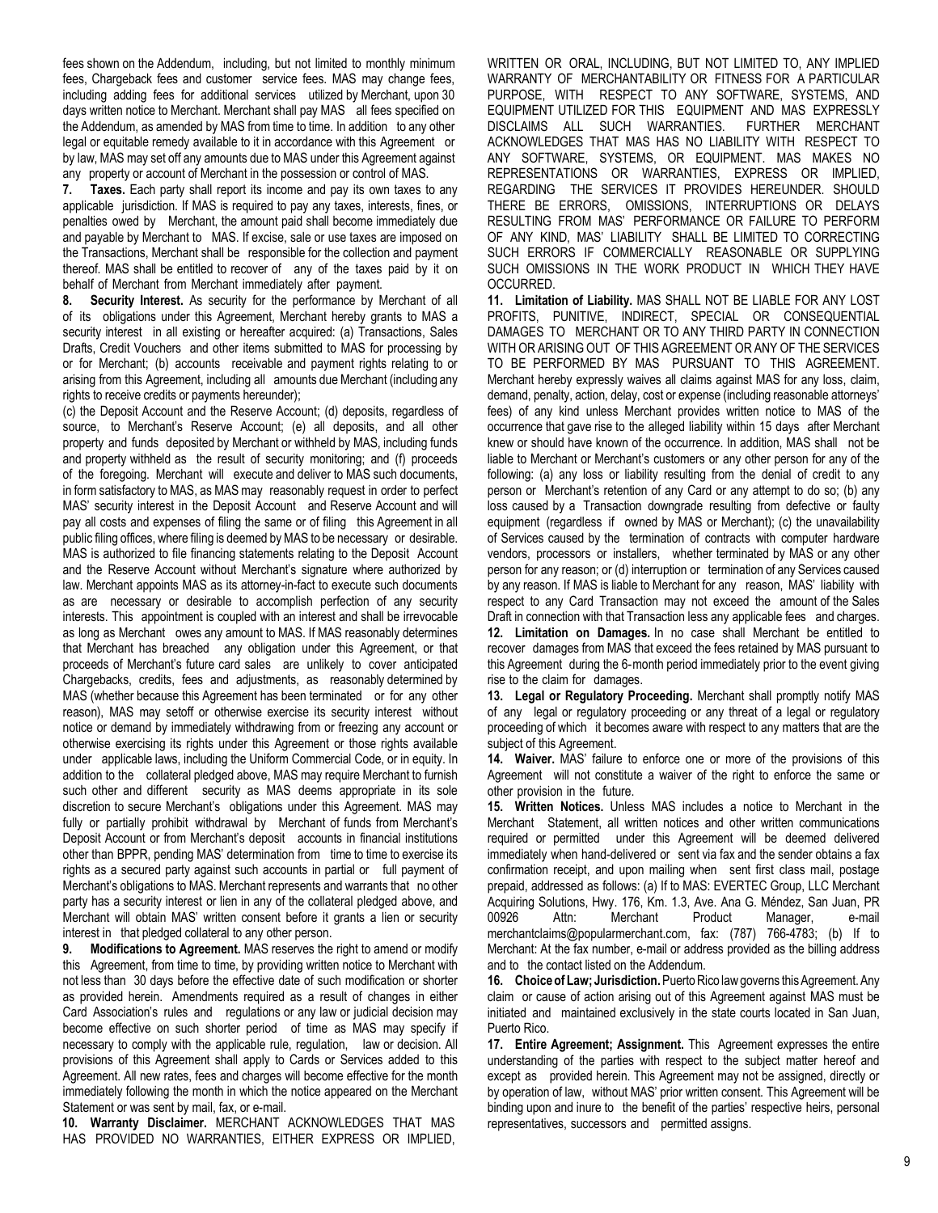fees shown on the Addendum, including, but not limited to monthly minimum fees, Chargeback fees and customer service fees. MAS may change fees, including adding fees for additional services utilized by Merchant, upon 30 days written notice to Merchant. Merchant shall pay MAS all fees specified on the Addendum, as amended by MAS from time to time. In addition to any other legal or equitable remedy available to it in accordance with this Agreement or by law, MAS may set off any amounts due to MAS under this Agreement against any property or account of Merchant in the possession or control of MAS.

**7. Taxes.** Each party shall report its income and pay its own taxes to any applicable jurisdiction. If MAS is required to pay any taxes, interests, fines, or penalties owed by Merchant, the amount paid shall become immediately due and payable by Merchant to MAS. If excise, sale or use taxes are imposed on the Transactions, Merchant shall be responsible for the collection and payment thereof. MAS shall be entitled to recover of any of the taxes paid by it on behalf of Merchant from Merchant immediately after payment.

**8. Security Interest.** As security for the performance by Merchant of all of its obligations under this Agreement, Merchant hereby grants to MAS a security interest in all existing or hereafter acquired: (a) Transactions, Sales Drafts, Credit Vouchers and other items submitted to MAS for processing by or for Merchant; (b) accounts receivable and payment rights relating to or arising from this Agreement, including all amounts due Merchant (including any rights to receive credits or payments hereunder);

(c) the Deposit Account and the Reserve Account; (d) deposits, regardless of source, to Merchant's Reserve Account; (e) all deposits, and all other property and funds deposited by Merchant or withheld by MAS, including funds and property withheld as the result of security monitoring; and (f) proceeds of the foregoing. Merchant will execute and deliver to MAS such documents, in form satisfactory to MAS, as MAS may reasonably request in order to perfect MAS' security interest in the Deposit Account and Reserve Account and will pay all costs and expenses of filing the same or of filing this Agreement in all public filing offices, where filing is deemed by MAS to be necessary or desirable. MAS is authorized to file financing statements relating to the Deposit Account and the Reserve Account without Merchant's signature where authorized by law. Merchant appoints MAS as its attorney-in-fact to execute such documents as are necessary or desirable to accomplish perfection of any security interests. This appointment is coupled with an interest and shall be irrevocable as long as Merchant owes any amount to MAS. If MAS reasonably determines that Merchant has breached any obligation under this Agreement, or that proceeds of Merchant's future card sales are unlikely to cover anticipated Chargebacks, credits, fees and adjustments, as reasonably determined by MAS (whether because this Agreement has been terminated or for any other reason), MAS may setoff or otherwise exercise its security interest without notice or demand by immediately withdrawing from or freezing any account or otherwise exercising its rights under this Agreement or those rights available under applicable laws, including the Uniform Commercial Code, or in equity. In addition to the collateral pledged above, MAS may require Merchant to furnish such other and different security as MAS deems appropriate in its sole discretion to secure Merchant's obligations under this Agreement. MAS may fully or partially prohibit withdrawal by Merchant of funds from Merchant's Deposit Account or from Merchant's deposit accounts in financial institutions other than BPPR, pending MAS' determination from time to time to exercise its rights as a secured party against such accounts in partial or full payment of Merchant's obligations to MAS. Merchant represents and warrants that no other party has a security interest or lien in any of the collateral pledged above, and Merchant will obtain MAS' written consent before it grants a lien or security interest in that pledged collateral to any other person.

**9. Modifications to Agreement.** MAS reserves the right to amend or modify this Agreement, from time to time, by providing written notice to Merchant with not less than 30 days before the effective date of such modification or shorter as provided herein. Amendments required as a result of changes in either Card Association's rules and regulations or any law or judicial decision may become effective on such shorter period of time as MAS may specify if necessary to comply with the applicable rule, regulation, law or decision. All provisions of this Agreement shall apply to Cards or Services added to this Agreement. All new rates, fees and charges will become effective for the month immediately following the month in which the notice appeared on the Merchant Statement or was sent by mail, fax, or e-mail.

**10. Warranty Disclaimer.** MERCHANT ACKNOWLEDGES THAT MAS HAS PROVIDED NO WARRANTIES, EITHER EXPRESS OR IMPLIED, WRITTEN OR ORAL, INCLUDING, BUT NOT LIMITED TO, ANY IMPLIED WARRANTY OF MERCHANTABILITY OR FITNESS FOR A PARTICULAR PURPOSE, WITH RESPECT TO ANY SOFTWARE, SYSTEMS, AND EQUIPMENT UTILIZED FOR THIS EQUIPMENT AND MAS EXPRESSLY DISCLAIMS ALL SUCH WARRANTIES. FURTHER MERCHANT ACKNOWLEDGES THAT MAS HAS NO LIABILITY WITH RESPECT TO ANY SOFTWARE, SYSTEMS, OR EQUIPMENT. MAS MAKES NO REPRESENTATIONS OR WARRANTIES, EXPRESS OR IMPLIED, REGARDING THE SERVICES IT PROVIDES HEREUNDER. SHOULD THERE BE ERRORS, OMISSIONS, INTERRUPTIONS OR DELAYS RESULTING FROM MAS' PERFORMANCE OR FAILURE TO PERFORM OF ANY KIND, MAS' LIABILITY SHALL BE LIMITED TO CORRECTING SUCH ERRORS IF COMMERCIALLY REASONABLE OR SUPPLYING SUCH OMISSIONS IN THE WORK PRODUCT IN WHICH THEY HAVE OCCURRED.

**11. Limitation of Liability.** MAS SHALL NOT BE LIABLE FOR ANY LOST PROFITS, PUNITIVE, INDIRECT, SPECIAL OR CONSEQUENTIAL DAMAGES TO MERCHANT OR TO ANY THIRD PARTY IN CONNECTION WITH OR ARISING OUT OF THIS AGREEMENT OR ANY OF THE SERVICES TO BE PERFORMED BY MAS PURSUANT TO THIS AGREEMENT. Merchant hereby expressly waives all claims against MAS for any loss, claim, demand, penalty, action, delay, cost or expense (including reasonable attorneys' fees) of any kind unless Merchant provides written notice to MAS of the occurrence that gave rise to the alleged liability within 15 days after Merchant knew or should have known of the occurrence. In addition, MAS shall not be liable to Merchant or Merchant's customers or any other person for any of the following: (a) any loss or liability resulting from the denial of credit to any person or Merchant's retention of any Card or any attempt to do so; (b) any loss caused by a Transaction downgrade resulting from defective or faulty equipment (regardless if owned by MAS or Merchant); (c) the unavailability of Services caused by the termination of contracts with computer hardware vendors, processors or installers, whether terminated by MAS or any other person for any reason; or (d) interruption or termination of any Services caused by any reason. If MAS is liable to Merchant for any reason, MAS' liability with respect to any Card Transaction may not exceed the amount of the Sales Draft in connection with that Transaction less any applicable fees and charges.

**12. Limitation on Damages.** In no case shall Merchant be entitled to recover damages from MAS that exceed the fees retained by MAS pursuant to this Agreement during the 6-month period immediately prior to the event giving rise to the claim for damages.

**13. Legal or Regulatory Proceeding.** Merchant shall promptly notify MAS of any legal or regulatory proceeding or any threat of a legal or regulatory proceeding of which it becomes aware with respect to any matters that are the subject of this Agreement.

**14. Waiver.** MAS' failure to enforce one or more of the provisions of this Agreement will not constitute a waiver of the right to enforce the same or other provision in the future.

**15. Written Notices.** Unless MAS includes a notice to Merchant in the Merchant Statement, all written notices and other written communications required or permitted under this Agreement will be deemed delivered immediately when hand-delivered or sent via fax and the sender obtains a fax confirmation receipt, and upon mailing when sent first class mail, postage prepaid, addressed as follows: (a) If to MAS: EVERTEC Group, LLC Merchant Acquiring Solutions, Hwy. 176, Km. 1.3, Ave. Ana G. Méndez, San Juan, PR 00926 Attn: Merchant Product Manager, e-mail merchantclaims@popularmerchant.com, fax: (787) 766-4783; (b) If to Merchant: At the fax number, e-mail or address provided as the billing address and to the contact listed on the Addendum.

**16. Choice of Law; Jurisdiction.** Puerto Rico law governs this Agreement. Any claim or cause of action arising out of this Agreement against MAS must be initiated and maintained exclusively in the state courts located in San Juan, Puerto Rico.

**17. Entire Agreement; Assignment.** This Agreement expresses the entire understanding of the parties with respect to the subject matter hereof and except as provided herein. This Agreement may not be assigned, directly or by operation of law, without MAS' prior written consent. This Agreement will be binding upon and inure to the benefit of the parties' respective heirs, personal representatives, successors and permitted assigns.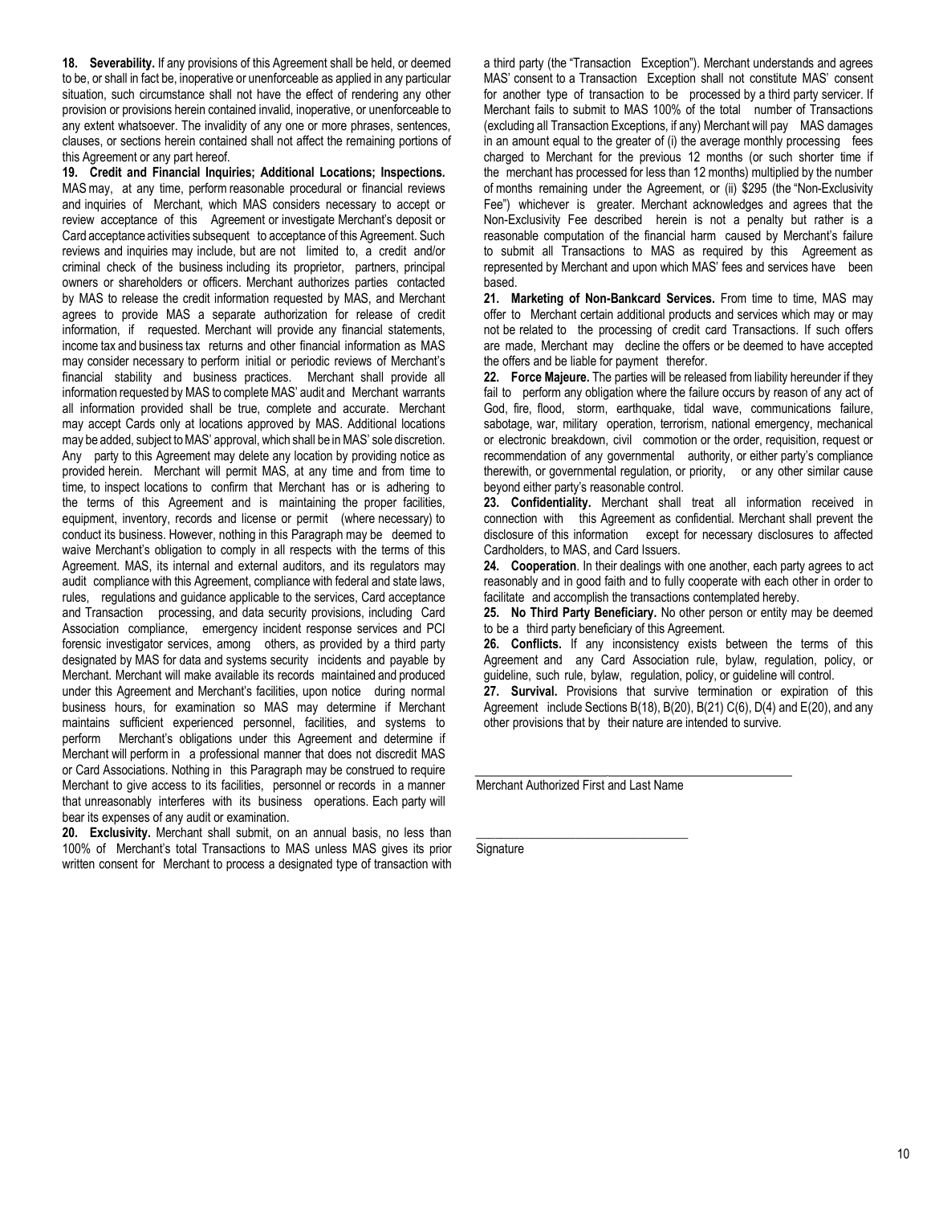**18. Severability.** If any provisions of this Agreement shall be held, or deemed to be, or shall in fact be, inoperative or unenforceable as applied in any particular situation, such circumstance shall not have the effect of rendering any other provision or provisions herein contained invalid, inoperative, or unenforceable to any extent whatsoever. The invalidity of any one or more phrases, sentences, clauses, or sections herein contained shall not affect the remaining portions of this Agreement or any part hereof.

**19. Credit and Financial Inquiries; Additional Locations; Inspections.** MAS may, at any time, perform reasonable procedural or financial reviews and inquiries of Merchant, which MAS considers necessary to accept or review acceptance of this Agreement or investigate Merchant's deposit or Card acceptance activities subsequent to acceptance of this Agreement. Such reviews and inquiries may include, but are not limited to, a credit and/or criminal check of the business including its proprietor, partners, principal owners or shareholders or officers. Merchant authorizes parties contacted by MAS to release the credit information requested by MAS, and Merchant agrees to provide MAS a separate authorization for release of credit information, if requested. Merchant will provide any financial statements, income tax and business tax returns and other financial information as MAS may consider necessary to perform initial or periodic reviews of Merchant's financial stability and business practices. Merchant shall provide all information requested by MAS to complete MAS' audit and Merchant warrants all information provided shall be true, complete and accurate. Merchant may accept Cards only at locations approved by MAS. Additional locations may be added, subject to MAS' approval, which shall be in MAS' sole discretion. Any party to this Agreement may delete any location by providing notice as provided herein. Merchant will permit MAS, at any time and from time to time, to inspect locations to confirm that Merchant has or is adhering to the terms of this Agreement and is maintaining the proper facilities, equipment, inventory, records and license or permit (where necessary) to conduct its business. However, nothing in this Paragraph may be deemed to waive Merchant's obligation to comply in all respects with the terms of this Agreement. MAS, its internal and external auditors, and its regulators may audit compliance with this Agreement, compliance with federal and state laws, rules, regulations and guidance applicable to the services, Card acceptance and Transaction processing, and data security provisions, including Card Association compliance, emergency incident response services and PCI forensic investigator services, among others, as provided by a third party designated by MAS for data and systems security incidents and payable by Merchant. Merchant will make available its records maintained and produced under this Agreement and Merchant's facilities, upon notice during normal business hours, for examination so MAS may determine if Merchant maintains sufficient experienced personnel, facilities, and systems to perform Merchant's obligations under this Agreement and determine if Merchant will perform in a professional manner that does not discredit MAS or Card Associations. Nothing in this Paragraph may be construed to require Merchant to give access to its facilities, personnel or records in a manner that unreasonably interferes with its business operations. Each party will bear its expenses of any audit or examination.

**20. Exclusivity.** Merchant shall submit, on an annual basis, no less than 100% of Merchant's total Transactions to MAS unless MAS gives its prior written consent for Merchant to process a designated type of transaction with a third party (the "Transaction Exception"). Merchant understands and agrees MAS' consent to a Transaction Exception shall not constitute MAS' consent for another type of transaction to be processed by a third party servicer. If Merchant fails to submit to MAS 100% of the total number of Transactions (excluding all Transaction Exceptions, if any) Merchant will pay MAS damages in an amount equal to the greater of (i) the average monthly processing fees charged to Merchant for the previous 12 months (or such shorter time if the merchant has processed for less than 12 months) multiplied by the number of months remaining under the Agreement, or (ii) $295 (the "Non-Exclusivity Fee") whichever is greater. Merchant acknowledges and agrees that the Non-Exclusivity Fee described herein is not a penalty but rather is a reasonable computation of the financial harm caused by Merchant's failure to submit all Transactions to MAS as required by this Agreement as represented by Merchant and upon which MAS' fees and services have been based.

**21. Marketing of Non-Bankcard Services.** From time to time, MAS may offer to Merchant certain additional products and services which may or may not be related to the processing of credit card Transactions. If such offers are made, Merchant may decline the offers or be deemed to have accepted the offers and be liable for payment therefor.

**22. Force Majeure.** The parties will be released from liability hereunder if they fail to perform any obligation where the failure occurs by reason of any act of God, fire, flood, storm, earthquake, tidal wave, communications failure, sabotage, war, military operation, terrorism, national emergency, mechanical or electronic breakdown, civil commotion or the order, requisition, request or recommendation of any governmental authority, or either party's compliance therewith, or governmental regulation, or priority, or any other similar cause beyond either party's reasonable control.

**23. Confidentiality.** Merchant shall treat all information received in connection with this Agreement as confidential. Merchant shall prevent the disclosure of this information except for necessary disclosures to affected Cardholders, to MAS, and Card Issuers.

**24. Cooperation**. In their dealings with one another, each party agrees to act reasonably and in good faith and to fully cooperate with each other in order to facilitate and accomplish the transactions contemplated hereby.

**25. No Third Party Beneficiary.** No other person or entity may be deemed to be a third party beneficiary of this Agreement.

**26. Conflicts.** If any inconsistency exists between the terms of this Agreement and any Card Association rule, bylaw, regulation, policy, or guideline, such rule, bylaw, regulation, policy, or guideline will control.

**27. Survival.** Provisions that survive termination or expiration of this Agreement include Sections B(18), B(20), B(21) C(6), D(4) and E(20), and any other provisions that by their nature are intended to survive.

\_\_\_\_\_\_\_\_\_\_\_\_\_\_\_\_\_\_\_\_\_\_\_\_\_\_\_\_\_\_\_\_\_\_\_\_\_\_\_\_

Merchant Authorized First and Last Name

\_\_\_\_\_\_\_\_\_\_\_\_\_\_\_\_\_\_\_\_\_\_\_\_\_\_\_\_\_\_\_\_\_\_\_\_

Signature